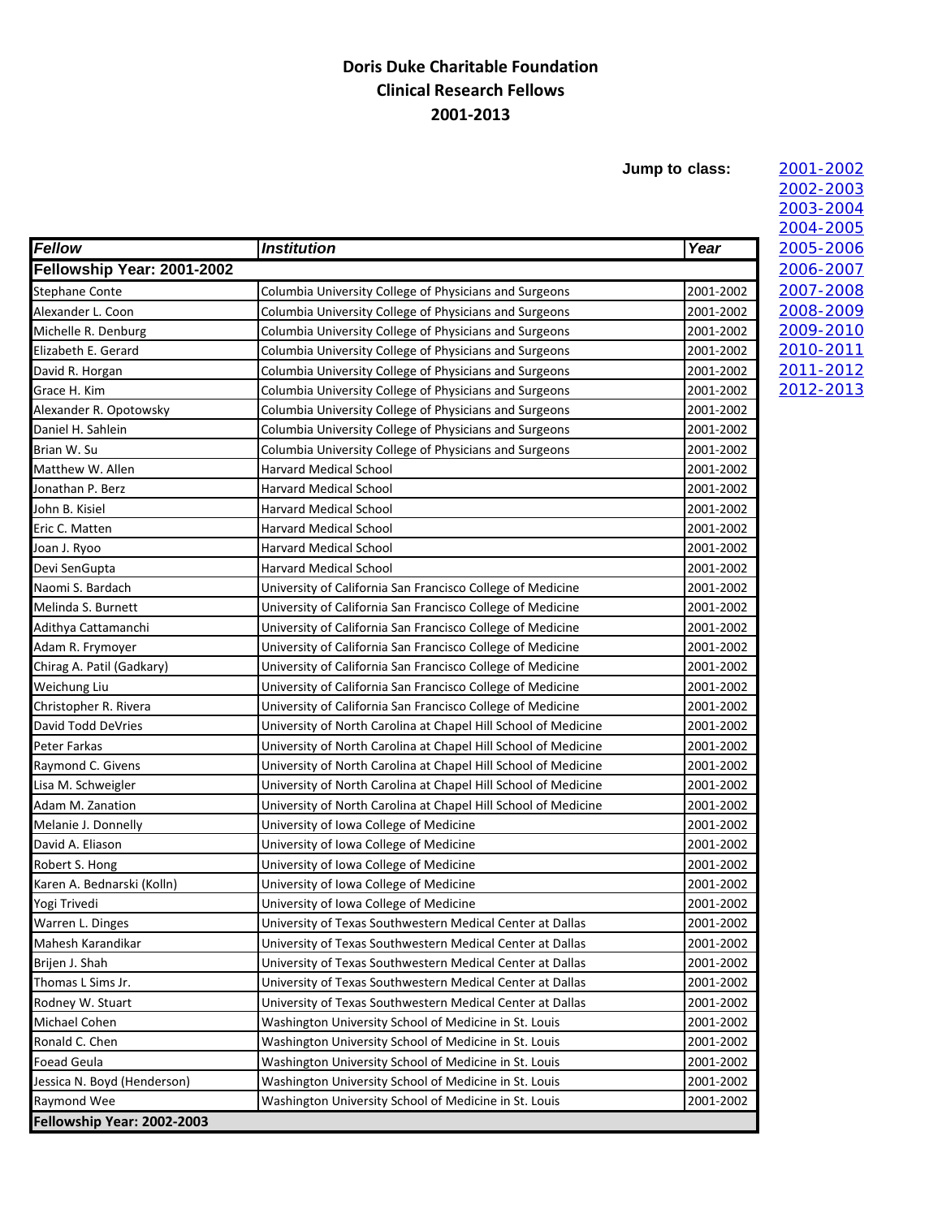# Doris Duke Charitable Foundation
# Clinical Research Fellows
# 2001-2013

**Jump to class:** 2001-2002, 2002-2003, 2003-2004, 2004-2005, 2005-2006, 2006-2007, 2007-2008, 2008-2009, 2009-2010, 2010-2011, 2011-2012, 2012-2013

| *Fellow* | *Institution* | *Year* |
|---|---|---|
| **Fellowship Year: 2001-2002** | | |
| Stephane Conte | Columbia University College of Physicians and Surgeons | 2001-2002 |
| Alexander L. Coon | Columbia University College of Physicians and Surgeons | 2001-2002 |
| Michelle R. Denburg | Columbia University College of Physicians and Surgeons | 2001-2002 |
| Elizabeth E. Gerard | Columbia University College of Physicians and Surgeons | 2001-2002 |
| David R. Horgan | Columbia University College of Physicians and Surgeons | 2001-2002 |
| Grace H. Kim | Columbia University College of Physicians and Surgeons | 2001-2002 |
| Alexander R. Opotowsky | Columbia University College of Physicians and Surgeons | 2001-2002 |
| Daniel H. Sahlein | Columbia University College of Physicians and Surgeons | 2001-2002 |
| Brian W. Su | Columbia University College of Physicians and Surgeons | 2001-2002 |
| Matthew W. Allen | Harvard Medical School | 2001-2002 |
| Jonathan P. Berz | Harvard Medical School | 2001-2002 |
| John B. Kisiel | Harvard Medical School | 2001-2002 |
| Eric C. Matten | Harvard Medical School | 2001-2002 |
| Joan J. Ryoo | Harvard Medical School | 2001-2002 |
| Devi SenGupta | Harvard Medical School | 2001-2002 |
| Naomi S. Bardach | University of California San Francisco College of Medicine | 2001-2002 |
| Melinda S. Burnett | University of California San Francisco College of Medicine | 2001-2002 |
| Adithya Cattamanchi | University of California San Francisco College of Medicine | 2001-2002 |
| Adam R. Frymoyer | University of California San Francisco College of Medicine | 2001-2002 |
| Chirag A. Patil (Gadkary) | University of California San Francisco College of Medicine | 2001-2002 |
| Weichung Liu | University of California San Francisco College of Medicine | 2001-2002 |
| Christopher R. Rivera | University of California San Francisco College of Medicine | 2001-2002 |
| David Todd DeVries | University of North Carolina at Chapel Hill School of Medicine | 2001-2002 |
| Peter Farkas | University of North Carolina at Chapel Hill School of Medicine | 2001-2002 |
| Raymond C. Givens | University of North Carolina at Chapel Hill School of Medicine | 2001-2002 |
| Lisa M. Schweigler | University of North Carolina at Chapel Hill School of Medicine | 2001-2002 |
| Adam M. Zanation | University of North Carolina at Chapel Hill School of Medicine | 2001-2002 |
| Melanie J. Donnelly | University of Iowa College of Medicine | 2001-2002 |
| David A. Eliason | University of Iowa College of Medicine | 2001-2002 |
| Robert S. Hong | University of Iowa College of Medicine | 2001-2002 |
| Karen A. Bednarski (Kolln) | University of Iowa College of Medicine | 2001-2002 |
| Yogi Trivedi | University of Iowa College of Medicine | 2001-2002 |
| Warren L. Dinges | University of Texas Southwestern Medical Center at Dallas | 2001-2002 |
| Mahesh Karandikar | University of Texas Southwestern Medical Center at Dallas | 2001-2002 |
| Brijen J. Shah | University of Texas Southwestern Medical Center at Dallas | 2001-2002 |
| Thomas L Sims Jr. | University of Texas Southwestern Medical Center at Dallas | 2001-2002 |
| Rodney W. Stuart | University of Texas Southwestern Medical Center at Dallas | 2001-2002 |
| Michael Cohen | Washington University School of Medicine in St. Louis | 2001-2002 |
| Ronald C. Chen | Washington University School of Medicine in St. Louis | 2001-2002 |
| Foead Geula | Washington University School of Medicine in St. Louis | 2001-2002 |
| Jessica N. Boyd (Henderson) | Washington University School of Medicine in St. Louis | 2001-2002 |
| Raymond Wee | Washington University School of Medicine in St. Louis | 2001-2002 |
| **Fellowship Year: 2002-2003** | | |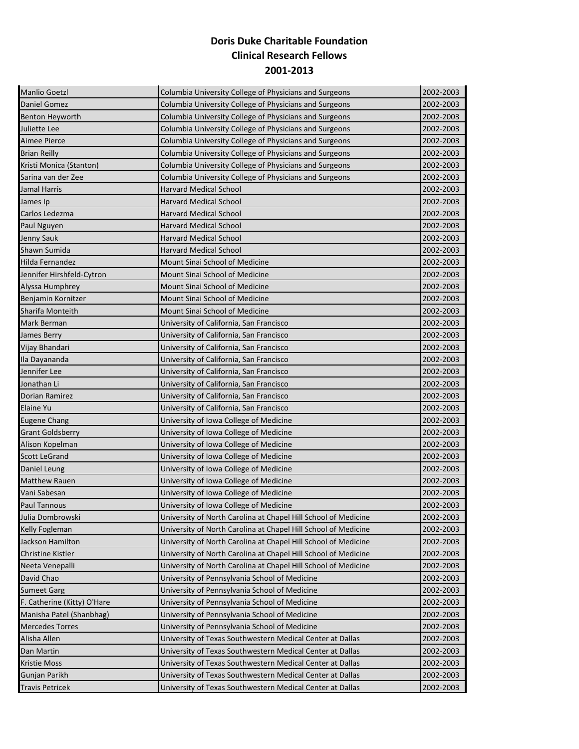# Doris Duke Charitable Foundation
## Clinical Research Fellows
## 2001-2013

| | | |
|---|---|---|
| Manlio Goetzl | Columbia University College of Physicians and Surgeons | 2002-2003 |
| Daniel Gomez | Columbia University College of Physicians and Surgeons | 2002-2003 |
| Benton Heyworth | Columbia University College of Physicians and Surgeons | 2002-2003 |
| Juliette Lee | Columbia University College of Physicians and Surgeons | 2002-2003 |
| Aimee Pierce | Columbia University College of Physicians and Surgeons | 2002-2003 |
| Brian Reilly | Columbia University College of Physicians and Surgeons | 2002-2003 |
| Kristi Monica (Stanton) | Columbia University College of Physicians and Surgeons | 2002-2003 |
| Sarina van der Zee | Columbia University College of Physicians and Surgeons | 2002-2003 |
| Jamal Harris | Harvard Medical School | 2002-2003 |
| James Ip | Harvard Medical School | 2002-2003 |
| Carlos Ledezma | Harvard Medical School | 2002-2003 |
| Paul Nguyen | Harvard Medical School | 2002-2003 |
| Jenny Sauk | Harvard Medical School | 2002-2003 |
| Shawn Sumida | Harvard Medical School | 2002-2003 |
| Hilda Fernandez | Mount Sinai School of Medicine | 2002-2003 |
| Jennifer Hirshfeld-Cytron | Mount Sinai School of Medicine | 2002-2003 |
| Alyssa Humphrey | Mount Sinai School of Medicine | 2002-2003 |
| Benjamin Kornitzer | Mount Sinai School of Medicine | 2002-2003 |
| Sharifa Monteith | Mount Sinai School of Medicine | 2002-2003 |
| Mark Berman | University of California, San Francisco | 2002-2003 |
| James Berry | University of California, San Francisco | 2002-2003 |
| Vijay Bhandari | University of California, San Francisco | 2002-2003 |
| Ila Dayananda | University of California, San Francisco | 2002-2003 |
| Jennifer Lee | University of California, San Francisco | 2002-2003 |
| Jonathan Li | University of California, San Francisco | 2002-2003 |
| Dorian Ramirez | University of California, San Francisco | 2002-2003 |
| Elaine Yu | University of California, San Francisco | 2002-2003 |
| Eugene Chang | University of Iowa College of Medicine | 2002-2003 |
| Grant Goldsberry | University of Iowa College of Medicine | 2002-2003 |
| Alison Kopelman | University of Iowa College of Medicine | 2002-2003 |
| Scott LeGrand | University of Iowa College of Medicine | 2002-2003 |
| Daniel Leung | University of Iowa College of Medicine | 2002-2003 |
| Matthew Rauen | University of Iowa College of Medicine | 2002-2003 |
| Vani Sabesan | University of Iowa College of Medicine | 2002-2003 |
| Paul Tannous | University of Iowa College of Medicine | 2002-2003 |
| Julia Dombrowski | University of North Carolina at Chapel Hill School of Medicine | 2002-2003 |
| Kelly Fogleman | University of North Carolina at Chapel Hill School of Medicine | 2002-2003 |
| Jackson Hamilton | University of North Carolina at Chapel Hill School of Medicine | 2002-2003 |
| Christine Kistler | University of North Carolina at Chapel Hill School of Medicine | 2002-2003 |
| Neeta Venepalli | University of North Carolina at Chapel Hill School of Medicine | 2002-2003 |
| David Chao | University of Pennsylvania School of Medicine | 2002-2003 |
| Sumeet Garg | University of Pennsylvania School of Medicine | 2002-2003 |
| F. Catherine (Kitty) O'Hare | University of Pennsylvania School of Medicine | 2002-2003 |
| Manisha Patel (Shanbhag) | University of Pennsylvania School of Medicine | 2002-2003 |
| Mercedes Torres | University of Pennsylvania School of Medicine | 2002-2003 |
| Alisha Allen | University of Texas Southwestern Medical Center at Dallas | 2002-2003 |
| Dan Martin | University of Texas Southwestern Medical Center at Dallas | 2002-2003 |
| Kristie Moss | University of Texas Southwestern Medical Center at Dallas | 2002-2003 |
| Gunjan Parikh | University of Texas Southwestern Medical Center at Dallas | 2002-2003 |
| Travis Petricek | University of Texas Southwestern Medical Center at Dallas | 2002-2003 |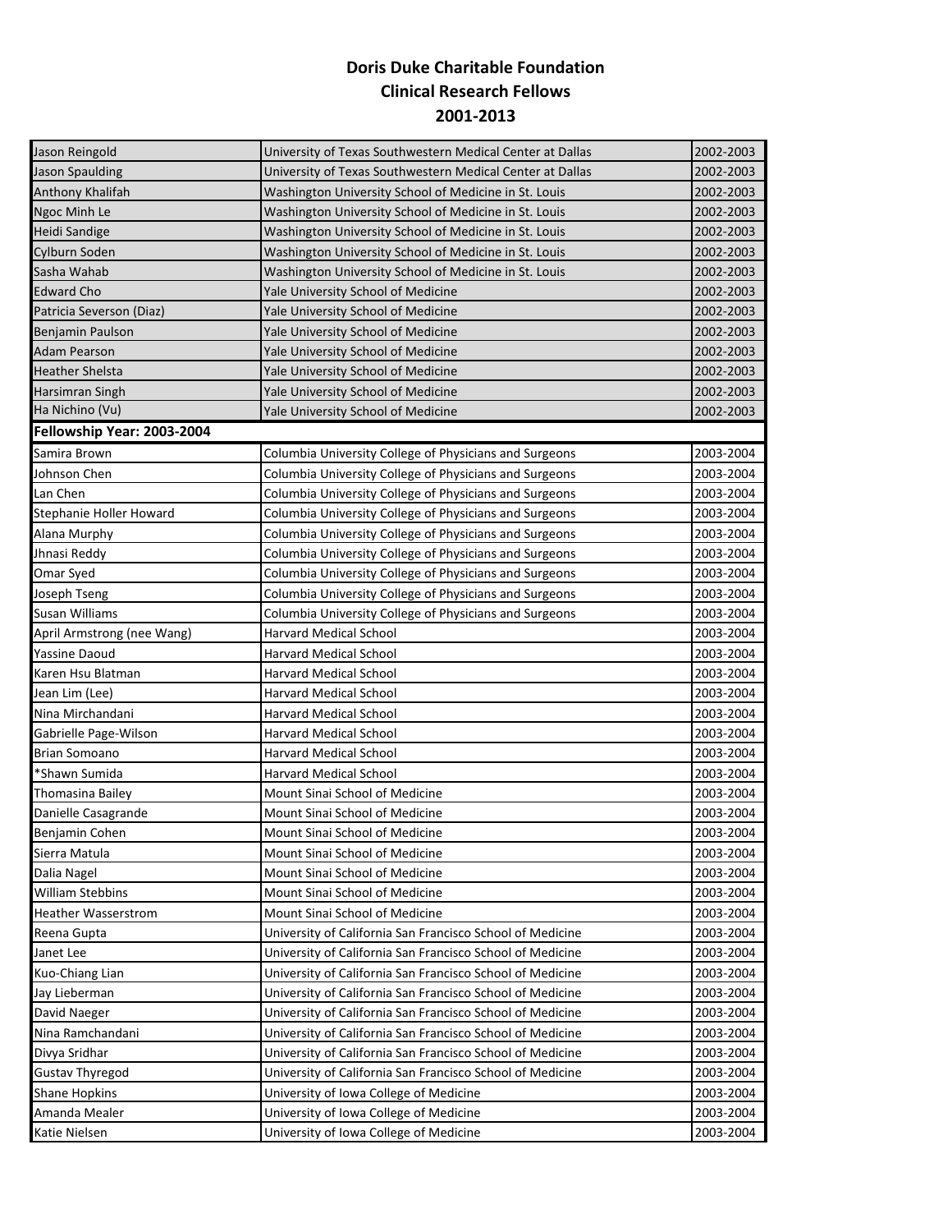# Doris Duke Charitable Foundation
## Clinical Research Fellows
## 2001-2013

| | | |
|---|---|---|
| Jason Reingold | University of Texas Southwestern Medical Center at Dallas | 2002-2003 |
| Jason Spaulding | University of Texas Southwestern Medical Center at Dallas | 2002-2003 |
| Anthony Khalifah | Washington University School of Medicine in St. Louis | 2002-2003 |
| Ngoc Minh Le | Washington University School of Medicine in St. Louis | 2002-2003 |
| Heidi Sandige | Washington University School of Medicine in St. Louis | 2002-2003 |
| Cylburn Soden | Washington University School of Medicine in St. Louis | 2002-2003 |
| Sasha Wahab | Washington University School of Medicine in St. Louis | 2002-2003 |
| Edward Cho | Yale University School of Medicine | 2002-2003 |
| Patricia Severson (Diaz) | Yale University School of Medicine | 2002-2003 |
| Benjamin Paulson | Yale University School of Medicine | 2002-2003 |
| Adam Pearson | Yale University School of Medicine | 2002-2003 |
| Heather Shelsta | Yale University School of Medicine | 2002-2003 |
| Harsimran Singh | Yale University School of Medicine | 2002-2003 |
| Ha Nichino (Vu) | Yale University School of Medicine | 2002-2003 |
| **Fellowship Year: 2003-2004** | | |
| Samira Brown | Columbia University College of Physicians and Surgeons | 2003-2004 |
| Johnson Chen | Columbia University College of Physicians and Surgeons | 2003-2004 |
| Lan Chen | Columbia University College of Physicians and Surgeons | 2003-2004 |
| Stephanie Holler Howard | Columbia University College of Physicians and Surgeons | 2003-2004 |
| Alana Murphy | Columbia University College of Physicians and Surgeons | 2003-2004 |
| Jhnasi Reddy | Columbia University College of Physicians and Surgeons | 2003-2004 |
| Omar Syed | Columbia University College of Physicians and Surgeons | 2003-2004 |
| Joseph Tseng | Columbia University College of Physicians and Surgeons | 2003-2004 |
| Susan Williams | Columbia University College of Physicians and Surgeons | 2003-2004 |
| April Armstrong (nee Wang) | Harvard Medical School | 2003-2004 |
| Yassine Daoud | Harvard Medical School | 2003-2004 |
| Karen Hsu Blatman | Harvard Medical School | 2003-2004 |
| Jean Lim (Lee) | Harvard Medical School | 2003-2004 |
| Nina Mirchandani | Harvard Medical School | 2003-2004 |
| Gabrielle Page-Wilson | Harvard Medical School | 2003-2004 |
| Brian Somoano | Harvard Medical School | 2003-2004 |
| *Shawn Sumida | Harvard Medical School | 2003-2004 |
| Thomasina Bailey | Mount Sinai School of Medicine | 2003-2004 |
| Danielle Casagrande | Mount Sinai School of Medicine | 2003-2004 |
| Benjamin Cohen | Mount Sinai School of Medicine | 2003-2004 |
| Sierra Matula | Mount Sinai School of Medicine | 2003-2004 |
| Dalia Nagel | Mount Sinai School of Medicine | 2003-2004 |
| William Stebbins | Mount Sinai School of Medicine | 2003-2004 |
| Heather Wasserstrom | Mount Sinai School of Medicine | 2003-2004 |
| Reena Gupta | University of California San Francisco School of Medicine | 2003-2004 |
| Janet Lee | University of California San Francisco School of Medicine | 2003-2004 |
| Kuo-Chiang Lian | University of California San Francisco School of Medicine | 2003-2004 |
| Jay Lieberman | University of California San Francisco School of Medicine | 2003-2004 |
| David Naeger | University of California San Francisco School of Medicine | 2003-2004 |
| Nina Ramchandani | University of California San Francisco School of Medicine | 2003-2004 |
| Divya Sridhar | University of California San Francisco School of Medicine | 2003-2004 |
| Gustav Thyregod | University of California San Francisco School of Medicine | 2003-2004 |
| Shane Hopkins | University of Iowa College of Medicine | 2003-2004 |
| Amanda Mealer | University of Iowa College of Medicine | 2003-2004 |
| Katie Nielsen | University of Iowa College of Medicine | 2003-2004 |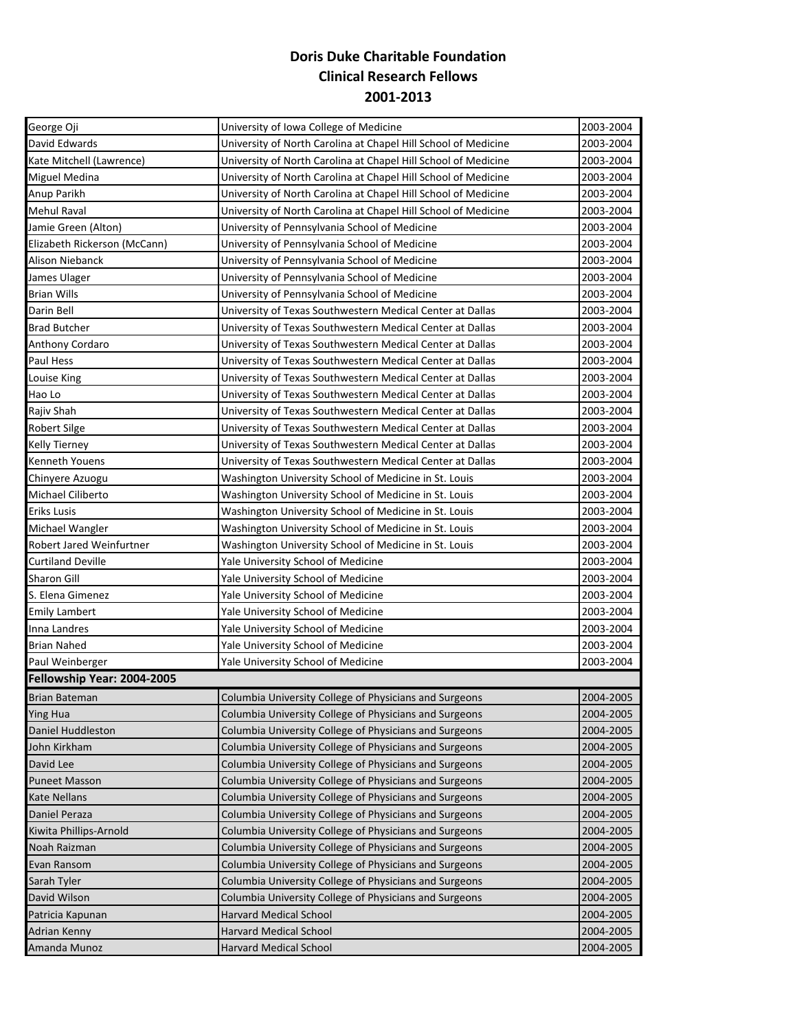# Doris Duke Charitable Foundation
## Clinical Research Fellows
## 2001-2013

| | | |
|---|---|---|
| George Oji | University of Iowa College of Medicine | 2003-2004 |
| David Edwards | University of North Carolina at Chapel Hill School of Medicine | 2003-2004 |
| Kate Mitchell (Lawrence) | University of North Carolina at Chapel Hill School of Medicine | 2003-2004 |
| Miguel Medina | University of North Carolina at Chapel Hill School of Medicine | 2003-2004 |
| Anup Parikh | University of North Carolina at Chapel Hill School of Medicine | 2003-2004 |
| Mehul Raval | University of North Carolina at Chapel Hill School of Medicine | 2003-2004 |
| Jamie Green (Alton) | University of Pennsylvania School of Medicine | 2003-2004 |
| Elizabeth Rickerson (McCann) | University of Pennsylvania School of Medicine | 2003-2004 |
| Alison Niebanck | University of Pennsylvania School of Medicine | 2003-2004 |
| James Ulager | University of Pennsylvania School of Medicine | 2003-2004 |
| Brian Wills | University of Pennsylvania School of Medicine | 2003-2004 |
| Darin Bell | University of Texas Southwestern Medical Center at Dallas | 2003-2004 |
| Brad Butcher | University of Texas Southwestern Medical Center at Dallas | 2003-2004 |
| Anthony Cordaro | University of Texas Southwestern Medical Center at Dallas | 2003-2004 |
| Paul Hess | University of Texas Southwestern Medical Center at Dallas | 2003-2004 |
| Louise King | University of Texas Southwestern Medical Center at Dallas | 2003-2004 |
| Hao Lo | University of Texas Southwestern Medical Center at Dallas | 2003-2004 |
| Rajiv Shah | University of Texas Southwestern Medical Center at Dallas | 2003-2004 |
| Robert Silge | University of Texas Southwestern Medical Center at Dallas | 2003-2004 |
| Kelly Tierney | University of Texas Southwestern Medical Center at Dallas | 2003-2004 |
| Kenneth Youens | University of Texas Southwestern Medical Center at Dallas | 2003-2004 |
| Chinyere Azuogu | Washington University School of Medicine in St. Louis | 2003-2004 |
| Michael Ciliberto | Washington University School of Medicine in St. Louis | 2003-2004 |
| Eriks Lusis | Washington University School of Medicine in St. Louis | 2003-2004 |
| Michael Wangler | Washington University School of Medicine in St. Louis | 2003-2004 |
| Robert Jared Weinfurtner | Washington University School of Medicine in St. Louis | 2003-2004 |
| Curtiland Deville | Yale University School of Medicine | 2003-2004 |
| Sharon Gill | Yale University School of Medicine | 2003-2004 |
| S. Elena Gimenez | Yale University School of Medicine | 2003-2004 |
| Emily Lambert | Yale University School of Medicine | 2003-2004 |
| Inna Landres | Yale University School of Medicine | 2003-2004 |
| Brian Nahed | Yale University School of Medicine | 2003-2004 |
| Paul Weinberger | Yale University School of Medicine | 2003-2004 |
| **Fellowship Year: 2004-2005** | | |
| Brian Bateman | Columbia University College of Physicians and Surgeons | 2004-2005 |
| Ying Hua | Columbia University College of Physicians and Surgeons | 2004-2005 |
| Daniel Huddleston | Columbia University College of Physicians and Surgeons | 2004-2005 |
| John Kirkham | Columbia University College of Physicians and Surgeons | 2004-2005 |
| David Lee | Columbia University College of Physicians and Surgeons | 2004-2005 |
| Puneet Masson | Columbia University College of Physicians and Surgeons | 2004-2005 |
| Kate Nellans | Columbia University College of Physicians and Surgeons | 2004-2005 |
| Daniel Peraza | Columbia University College of Physicians and Surgeons | 2004-2005 |
| Kiwita Phillips-Arnold | Columbia University College of Physicians and Surgeons | 2004-2005 |
| Noah Raizman | Columbia University College of Physicians and Surgeons | 2004-2005 |
| Evan Ransom | Columbia University College of Physicians and Surgeons | 2004-2005 |
| Sarah Tyler | Columbia University College of Physicians and Surgeons | 2004-2005 |
| David Wilson | Columbia University College of Physicians and Surgeons | 2004-2005 |
| Patricia Kapunan | Harvard Medical School | 2004-2005 |
| Adrian Kenny | Harvard Medical School | 2004-2005 |
| Amanda Munoz | Harvard Medical School | 2004-2005 |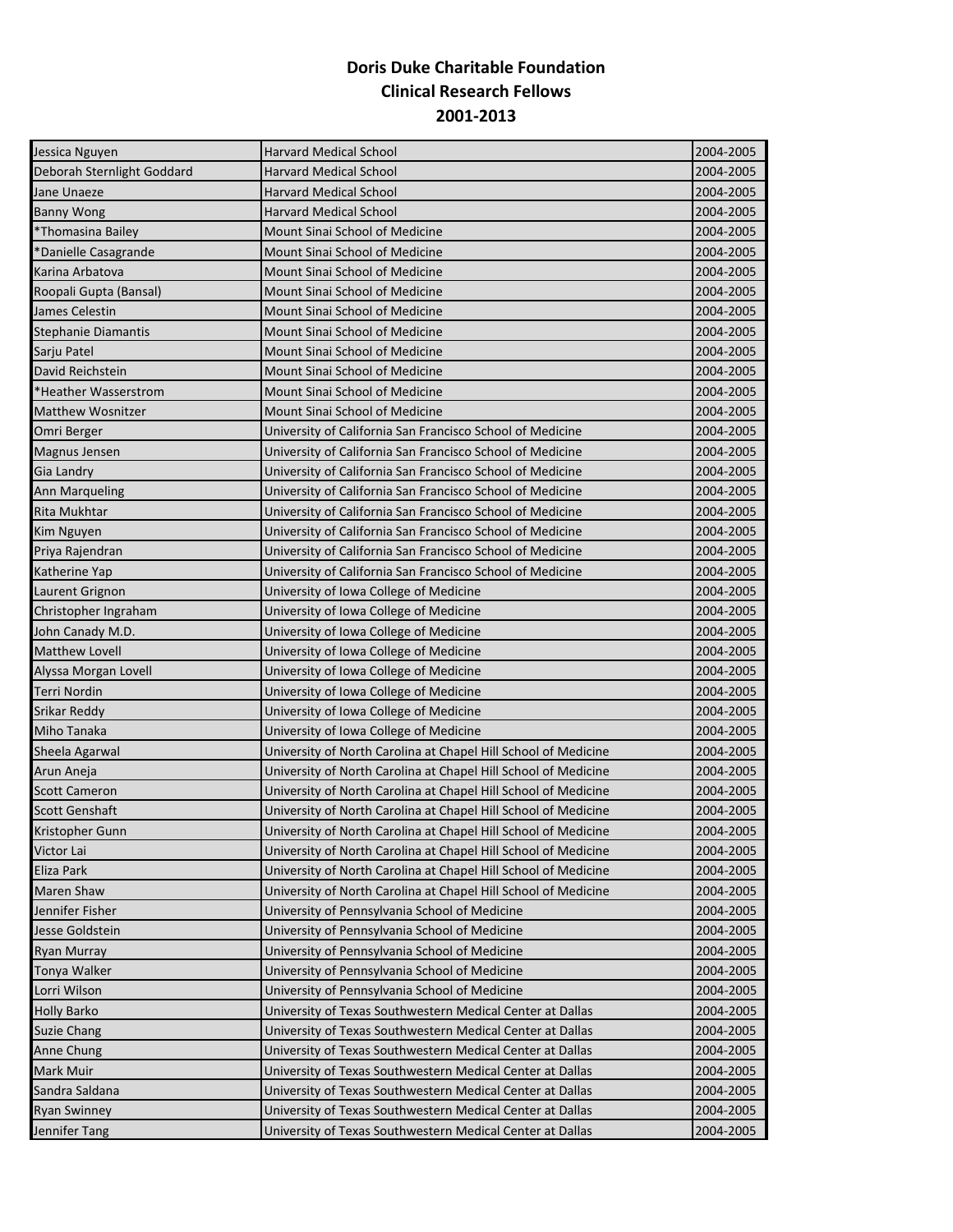**Doris Duke Charitable Foundation**
**Clinical Research Fellows**
**2001-2013**

| | | |
|---|---|---|
| Jessica Nguyen | Harvard Medical School | 2004-2005 |
| Deborah Sternlight Goddard | Harvard Medical School | 2004-2005 |
| Jane Unaeze | Harvard Medical School | 2004-2005 |
| Banny Wong | Harvard Medical School | 2004-2005 |
| *Thomasina Bailey | Mount Sinai School of Medicine | 2004-2005 |
| *Danielle Casagrande | Mount Sinai School of Medicine | 2004-2005 |
| Karina Arbatova | Mount Sinai School of Medicine | 2004-2005 |
| Roopali Gupta (Bansal) | Mount Sinai School of Medicine | 2004-2005 |
| James Celestin | Mount Sinai School of Medicine | 2004-2005 |
| Stephanie Diamantis | Mount Sinai School of Medicine | 2004-2005 |
| Sarju Patel | Mount Sinai School of Medicine | 2004-2005 |
| David Reichstein | Mount Sinai School of Medicine | 2004-2005 |
| *Heather Wasserstrom | Mount Sinai School of Medicine | 2004-2005 |
| Matthew Wosnitzer | Mount Sinai School of Medicine | 2004-2005 |
| Omri Berger | University of California San Francisco School of Medicine | 2004-2005 |
| Magnus Jensen | University of California San Francisco School of Medicine | 2004-2005 |
| Gia Landry | University of California San Francisco School of Medicine | 2004-2005 |
| Ann Marqueling | University of California San Francisco School of Medicine | 2004-2005 |
| Rita Mukhtar | University of California San Francisco School of Medicine | 2004-2005 |
| Kim Nguyen | University of California San Francisco School of Medicine | 2004-2005 |
| Priya Rajendran | University of California San Francisco School of Medicine | 2004-2005 |
| Katherine Yap | University of California San Francisco School of Medicine | 2004-2005 |
| Laurent Grignon | University of Iowa College of Medicine | 2004-2005 |
| Christopher Ingraham | University of Iowa College of Medicine | 2004-2005 |
| John Canady M.D. | University of Iowa College of Medicine | 2004-2005 |
| Matthew Lovell | University of Iowa College of Medicine | 2004-2005 |
| Alyssa Morgan Lovell | University of Iowa College of Medicine | 2004-2005 |
| Terri Nordin | University of Iowa College of Medicine | 2004-2005 |
| Srikar Reddy | University of Iowa College of Medicine | 2004-2005 |
| Miho Tanaka | University of Iowa College of Medicine | 2004-2005 |
| Sheela Agarwal | University of North Carolina at Chapel Hill School of Medicine | 2004-2005 |
| Arun Aneja | University of North Carolina at Chapel Hill School of Medicine | 2004-2005 |
| Scott Cameron | University of North Carolina at Chapel Hill School of Medicine | 2004-2005 |
| Scott Genshaft | University of North Carolina at Chapel Hill School of Medicine | 2004-2005 |
| Kristopher Gunn | University of North Carolina at Chapel Hill School of Medicine | 2004-2005 |
| Victor Lai | University of North Carolina at Chapel Hill School of Medicine | 2004-2005 |
| Eliza Park | University of North Carolina at Chapel Hill School of Medicine | 2004-2005 |
| Maren Shaw | University of North Carolina at Chapel Hill School of Medicine | 2004-2005 |
| Jennifer Fisher | University of Pennsylvania School of Medicine | 2004-2005 |
| Jesse Goldstein | University of Pennsylvania School of Medicine | 2004-2005 |
| Ryan Murray | University of Pennsylvania School of Medicine | 2004-2005 |
| Tonya Walker | University of Pennsylvania School of Medicine | 2004-2005 |
| Lorri Wilson | University of Pennsylvania School of Medicine | 2004-2005 |
| Holly Barko | University of Texas Southwestern Medical Center at Dallas | 2004-2005 |
| Suzie Chang | University of Texas Southwestern Medical Center at Dallas | 2004-2005 |
| Anne Chung | University of Texas Southwestern Medical Center at Dallas | 2004-2005 |
| Mark Muir | University of Texas Southwestern Medical Center at Dallas | 2004-2005 |
| Sandra Saldana | University of Texas Southwestern Medical Center at Dallas | 2004-2005 |
| Ryan Swinney | University of Texas Southwestern Medical Center at Dallas | 2004-2005 |
| Jennifer Tang | University of Texas Southwestern Medical Center at Dallas | 2004-2005 |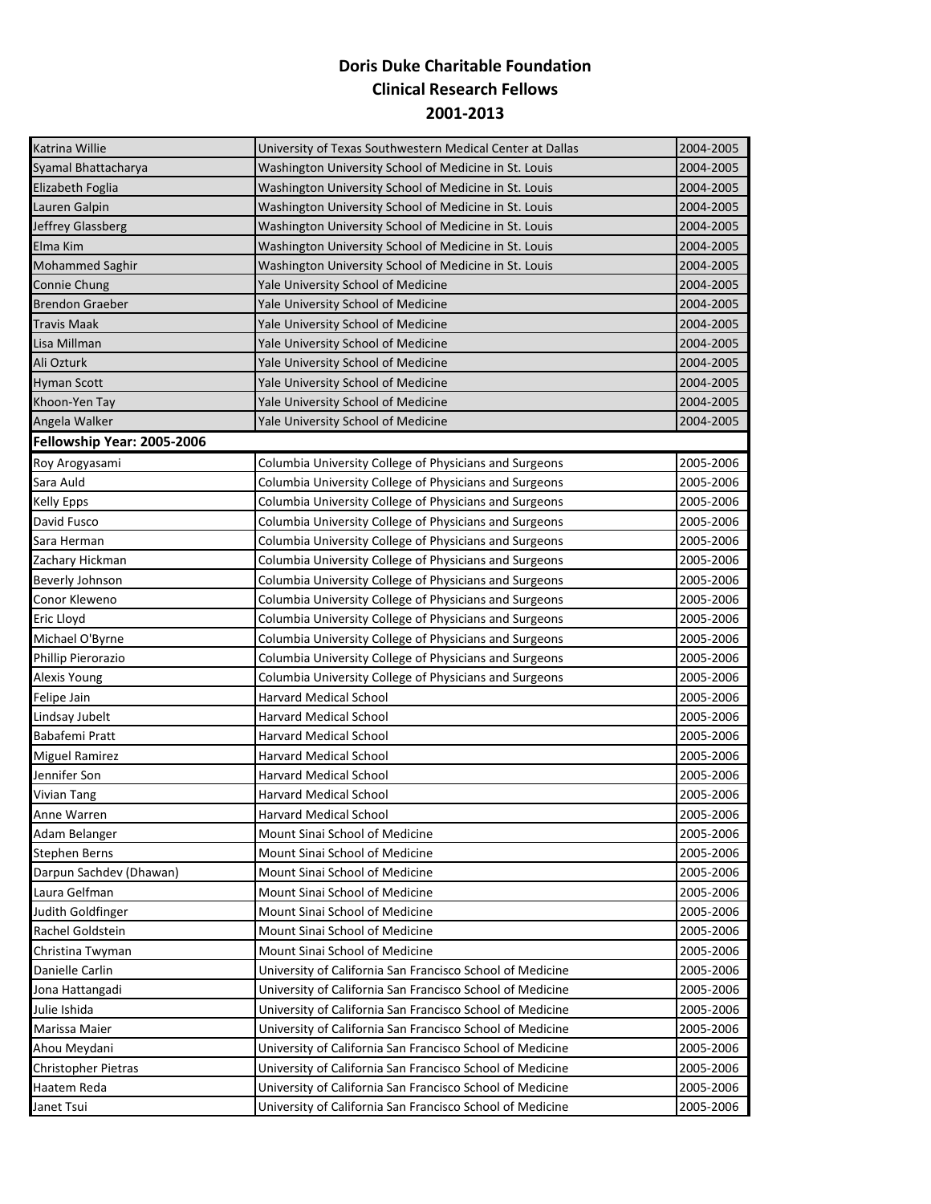# Doris Duke Charitable Foundation
## Clinical Research Fellows
## 2001-2013

| | | |
|---|---|---|
| Katrina Willie | University of Texas Southwestern Medical Center at Dallas | 2004-2005 |
| Syamal Bhattacharya | Washington University School of Medicine in St. Louis | 2004-2005 |
| Elizabeth Foglia | Washington University School of Medicine in St. Louis | 2004-2005 |
| Lauren Galpin | Washington University School of Medicine in St. Louis | 2004-2005 |
| Jeffrey Glassberg | Washington University School of Medicine in St. Louis | 2004-2005 |
| Elma Kim | Washington University School of Medicine in St. Louis | 2004-2005 |
| Mohammed Saghir | Washington University School of Medicine in St. Louis | 2004-2005 |
| Connie Chung | Yale University School of Medicine | 2004-2005 |
| Brendon Graeber | Yale University School of Medicine | 2004-2005 |
| Travis Maak | Yale University School of Medicine | 2004-2005 |
| Lisa Millman | Yale University School of Medicine | 2004-2005 |
| Ali Ozturk | Yale University School of Medicine | 2004-2005 |
| Hyman Scott | Yale University School of Medicine | 2004-2005 |
| Khoon-Yen Tay | Yale University School of Medicine | 2004-2005 |
| Angela Walker | Yale University School of Medicine | 2004-2005 |
| **Fellowship Year: 2005-2006** | | |
| Roy Arogyasami | Columbia University College of Physicians and Surgeons | 2005-2006 |
| Sara Auld | Columbia University College of Physicians and Surgeons | 2005-2006 |
| Kelly Epps | Columbia University College of Physicians and Surgeons | 2005-2006 |
| David Fusco | Columbia University College of Physicians and Surgeons | 2005-2006 |
| Sara Herman | Columbia University College of Physicians and Surgeons | 2005-2006 |
| Zachary Hickman | Columbia University College of Physicians and Surgeons | 2005-2006 |
| Beverly Johnson | Columbia University College of Physicians and Surgeons | 2005-2006 |
| Conor Kleweno | Columbia University College of Physicians and Surgeons | 2005-2006 |
| Eric Lloyd | Columbia University College of Physicians and Surgeons | 2005-2006 |
| Michael O'Byrne | Columbia University College of Physicians and Surgeons | 2005-2006 |
| Phillip Pierorazio | Columbia University College of Physicians and Surgeons | 2005-2006 |
| Alexis Young | Columbia University College of Physicians and Surgeons | 2005-2006 |
| Felipe Jain | Harvard Medical School | 2005-2006 |
| Lindsay Jubelt | Harvard Medical School | 2005-2006 |
| Babafemi Pratt | Harvard Medical School | 2005-2006 |
| Miguel Ramirez | Harvard Medical School | 2005-2006 |
| Jennifer Son | Harvard Medical School | 2005-2006 |
| Vivian Tang | Harvard Medical School | 2005-2006 |
| Anne Warren | Harvard Medical School | 2005-2006 |
| Adam Belanger | Mount Sinai School of Medicine | 2005-2006 |
| Stephen Berns | Mount Sinai School of Medicine | 2005-2006 |
| Darpun Sachdev (Dhawan) | Mount Sinai School of Medicine | 2005-2006 |
| Laura Gelfman | Mount Sinai School of Medicine | 2005-2006 |
| Judith Goldfinger | Mount Sinai School of Medicine | 2005-2006 |
| Rachel Goldstein | Mount Sinai School of Medicine | 2005-2006 |
| Christina Twyman | Mount Sinai School of Medicine | 2005-2006 |
| Danielle Carlin | University of California San Francisco School of Medicine | 2005-2006 |
| Jona Hattangadi | University of California San Francisco School of Medicine | 2005-2006 |
| Julie Ishida | University of California San Francisco School of Medicine | 2005-2006 |
| Marissa Maier | University of California San Francisco School of Medicine | 2005-2006 |
| Ahou Meydani | University of California San Francisco School of Medicine | 2005-2006 |
| Christopher Pietras | University of California San Francisco School of Medicine | 2005-2006 |
| Haatem Reda | University of California San Francisco School of Medicine | 2005-2006 |
| Janet Tsui | University of California San Francisco School of Medicine | 2005-2006 |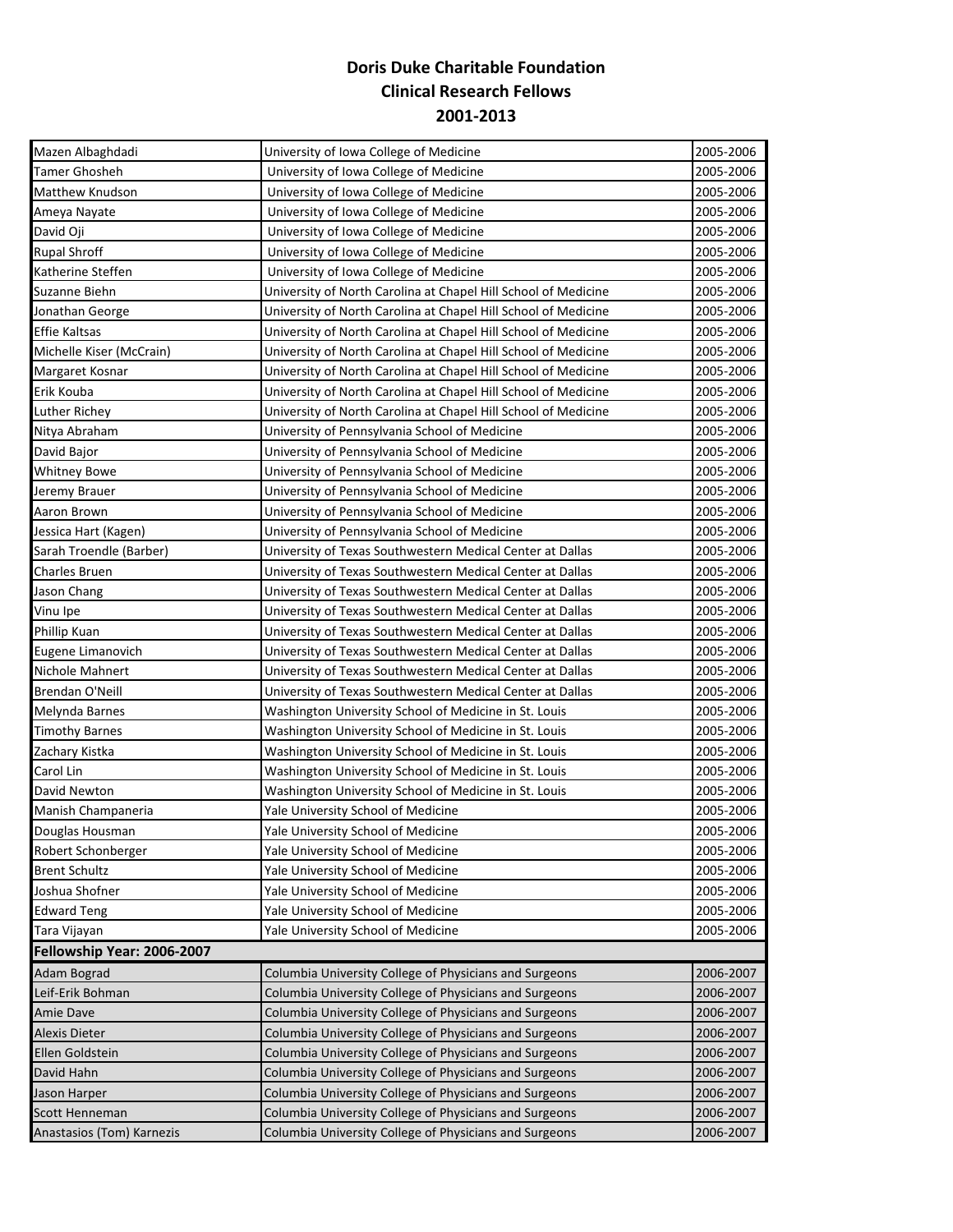# Doris Duke Charitable Foundation
## Clinical Research Fellows
## 2001-2013

| | | |
|---|---|---|
| Mazen Albaghdadi | University of Iowa College of Medicine | 2005-2006 |
| Tamer Ghosheh | University of Iowa College of Medicine | 2005-2006 |
| Matthew Knudson | University of Iowa College of Medicine | 2005-2006 |
| Ameya Nayate | University of Iowa College of Medicine | 2005-2006 |
| David Oji | University of Iowa College of Medicine | 2005-2006 |
| Rupal Shroff | University of Iowa College of Medicine | 2005-2006 |
| Katherine Steffen | University of Iowa College of Medicine | 2005-2006 |
| Suzanne Biehn | University of North Carolina at Chapel Hill School of Medicine | 2005-2006 |
| Jonathan George | University of North Carolina at Chapel Hill School of Medicine | 2005-2006 |
| Effie Kaltsas | University of North Carolina at Chapel Hill School of Medicine | 2005-2006 |
| Michelle Kiser (McCrain) | University of North Carolina at Chapel Hill School of Medicine | 2005-2006 |
| Margaret Kosnar | University of North Carolina at Chapel Hill School of Medicine | 2005-2006 |
| Erik Kouba | University of North Carolina at Chapel Hill School of Medicine | 2005-2006 |
| Luther Richey | University of North Carolina at Chapel Hill School of Medicine | 2005-2006 |
| Nitya Abraham | University of Pennsylvania School of Medicine | 2005-2006 |
| David Bajor | University of Pennsylvania School of Medicine | 2005-2006 |
| Whitney Bowe | University of Pennsylvania School of Medicine | 2005-2006 |
| Jeremy Brauer | University of Pennsylvania School of Medicine | 2005-2006 |
| Aaron Brown | University of Pennsylvania School of Medicine | 2005-2006 |
| Jessica Hart (Kagen) | University of Pennsylvania School of Medicine | 2005-2006 |
| Sarah Troendle (Barber) | University of Texas Southwestern Medical Center at Dallas | 2005-2006 |
| Charles Bruen | University of Texas Southwestern Medical Center at Dallas | 2005-2006 |
| Jason Chang | University of Texas Southwestern Medical Center at Dallas | 2005-2006 |
| Vinu Ipe | University of Texas Southwestern Medical Center at Dallas | 2005-2006 |
| Phillip Kuan | University of Texas Southwestern Medical Center at Dallas | 2005-2006 |
| Eugene Limanovich | University of Texas Southwestern Medical Center at Dallas | 2005-2006 |
| Nichole Mahnert | University of Texas Southwestern Medical Center at Dallas | 2005-2006 |
| Brendan O'Neill | University of Texas Southwestern Medical Center at Dallas | 2005-2006 |
| Melynda Barnes | Washington University School of Medicine in St. Louis | 2005-2006 |
| Timothy Barnes | Washington University School of Medicine in St. Louis | 2005-2006 |
| Zachary Kistka | Washington University School of Medicine in St. Louis | 2005-2006 |
| Carol Lin | Washington University School of Medicine in St. Louis | 2005-2006 |
| David Newton | Washington University School of Medicine in St. Louis | 2005-2006 |
| Manish Champaneria | Yale University School of Medicine | 2005-2006 |
| Douglas Housman | Yale University School of Medicine | 2005-2006 |
| Robert Schonberger | Yale University School of Medicine | 2005-2006 |
| Brent Schultz | Yale University School of Medicine | 2005-2006 |
| Joshua Shofner | Yale University School of Medicine | 2005-2006 |
| Edward Teng | Yale University School of Medicine | 2005-2006 |
| Tara Vijayan | Yale University School of Medicine | 2005-2006 |
| **Fellowship Year: 2006-2007** | | |
| Adam Bograd | Columbia University College of Physicians and Surgeons | 2006-2007 |
| Leif-Erik Bohman | Columbia University College of Physicians and Surgeons | 2006-2007 |
| Amie Dave | Columbia University College of Physicians and Surgeons | 2006-2007 |
| Alexis Dieter | Columbia University College of Physicians and Surgeons | 2006-2007 |
| Ellen Goldstein | Columbia University College of Physicians and Surgeons | 2006-2007 |
| David Hahn | Columbia University College of Physicians and Surgeons | 2006-2007 |
| Jason Harper | Columbia University College of Physicians and Surgeons | 2006-2007 |
| Scott Henneman | Columbia University College of Physicians and Surgeons | 2006-2007 |
| Anastasios (Tom) Karnezis | Columbia University College of Physicians and Surgeons | 2006-2007 |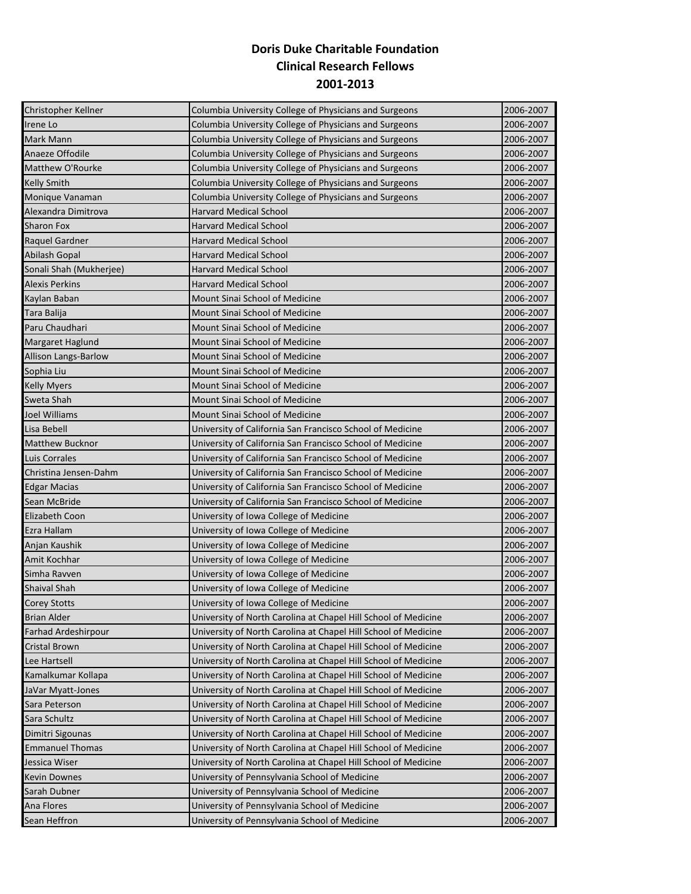**Doris Duke Charitable Foundation**
**Clinical Research Fellows**
**2001-2013**

| | | |
|---|---|---|
| Christopher Kellner | Columbia University College of Physicians and Surgeons | 2006-2007 |
| Irene Lo | Columbia University College of Physicians and Surgeons | 2006-2007 |
| Mark Mann | Columbia University College of Physicians and Surgeons | 2006-2007 |
| Anaeze Offodile | Columbia University College of Physicians and Surgeons | 2006-2007 |
| Matthew O'Rourke | Columbia University College of Physicians and Surgeons | 2006-2007 |
| Kelly Smith | Columbia University College of Physicians and Surgeons | 2006-2007 |
| Monique Vanaman | Columbia University College of Physicians and Surgeons | 2006-2007 |
| Alexandra Dimitrova | Harvard Medical School | 2006-2007 |
| Sharon Fox | Harvard Medical School | 2006-2007 |
| Raquel Gardner | Harvard Medical School | 2006-2007 |
| Abilash Gopal | Harvard Medical School | 2006-2007 |
| Sonali Shah (Mukherjee) | Harvard Medical School | 2006-2007 |
| Alexis Perkins | Harvard Medical School | 2006-2007 |
| Kaylan Baban | Mount Sinai School of Medicine | 2006-2007 |
| Tara Balija | Mount Sinai School of Medicine | 2006-2007 |
| Paru Chaudhari | Mount Sinai School of Medicine | 2006-2007 |
| Margaret Haglund | Mount Sinai School of Medicine | 2006-2007 |
| Allison Langs-Barlow | Mount Sinai School of Medicine | 2006-2007 |
| Sophia Liu | Mount Sinai School of Medicine | 2006-2007 |
| Kelly Myers | Mount Sinai School of Medicine | 2006-2007 |
| Sweta Shah | Mount Sinai School of Medicine | 2006-2007 |
| Joel Williams | Mount Sinai School of Medicine | 2006-2007 |
| Lisa Bebell | University of California San Francisco School of Medicine | 2006-2007 |
| Matthew Bucknor | University of California San Francisco School of Medicine | 2006-2007 |
| Luis Corrales | University of California San Francisco School of Medicine | 2006-2007 |
| Christina Jensen-Dahm | University of California San Francisco School of Medicine | 2006-2007 |
| Edgar Macias | University of California San Francisco School of Medicine | 2006-2007 |
| Sean McBride | University of California San Francisco School of Medicine | 2006-2007 |
| Elizabeth Coon | University of Iowa College of Medicine | 2006-2007 |
| Ezra Hallam | University of Iowa College of Medicine | 2006-2007 |
| Anjan Kaushik | University of Iowa College of Medicine | 2006-2007 |
| Amit Kochhar | University of Iowa College of Medicine | 2006-2007 |
| Simha Ravven | University of Iowa College of Medicine | 2006-2007 |
| Shaival Shah | University of Iowa College of Medicine | 2006-2007 |
| Corey Stotts | University of Iowa College of Medicine | 2006-2007 |
| Brian Alder | University of North Carolina at Chapel Hill School of Medicine | 2006-2007 |
| Farhad Ardeshirpour | University of North Carolina at Chapel Hill School of Medicine | 2006-2007 |
| Cristal Brown | University of North Carolina at Chapel Hill School of Medicine | 2006-2007 |
| Lee Hartsell | University of North Carolina at Chapel Hill School of Medicine | 2006-2007 |
| Kamalkumar Kollapa | University of North Carolina at Chapel Hill School of Medicine | 2006-2007 |
| JaVar Myatt-Jones | University of North Carolina at Chapel Hill School of Medicine | 2006-2007 |
| Sara Peterson | University of North Carolina at Chapel Hill School of Medicine | 2006-2007 |
| Sara Schultz | University of North Carolina at Chapel Hill School of Medicine | 2006-2007 |
| Dimitri Sigounas | University of North Carolina at Chapel Hill School of Medicine | 2006-2007 |
| Emmanuel Thomas | University of North Carolina at Chapel Hill School of Medicine | 2006-2007 |
| Jessica Wiser | University of North Carolina at Chapel Hill School of Medicine | 2006-2007 |
| Kevin Downes | University of Pennsylvania School of Medicine | 2006-2007 |
| Sarah Dubner | University of Pennsylvania School of Medicine | 2006-2007 |
| Ana Flores | University of Pennsylvania School of Medicine | 2006-2007 |
| Sean Heffron | University of Pennsylvania School of Medicine | 2006-2007 |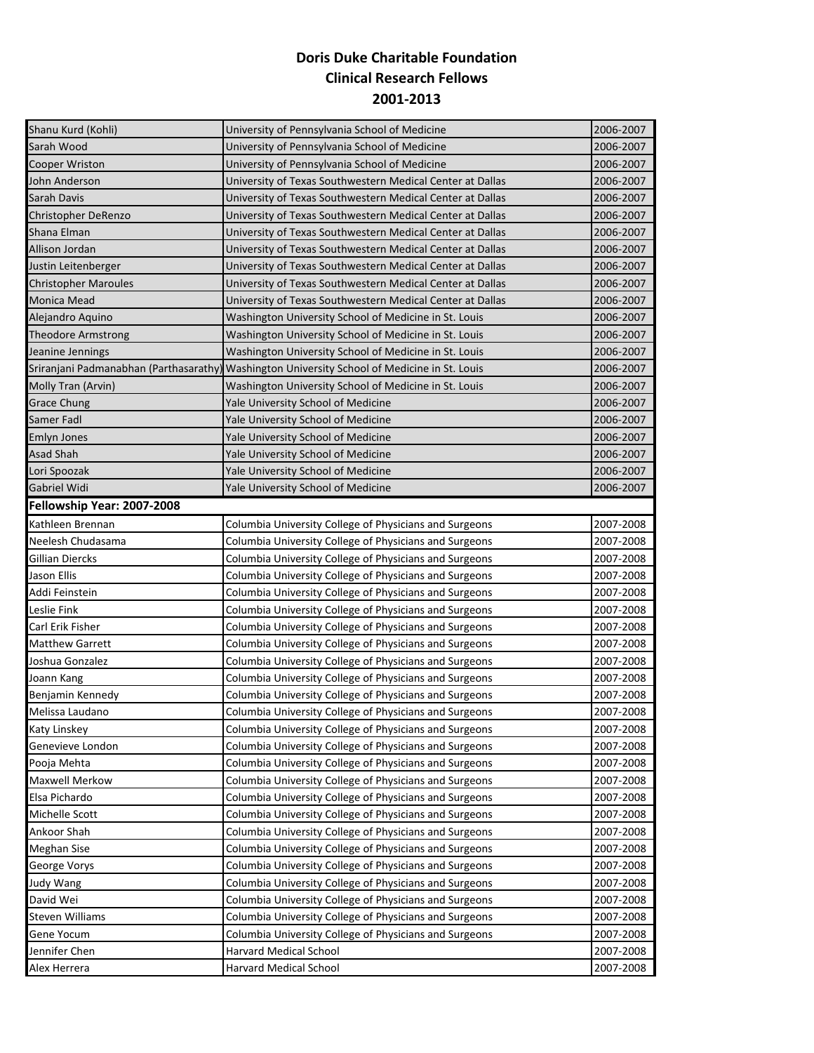# Doris Duke Charitable Foundation
## Clinical Research Fellows
## 2001-2013

| | | |
|---|---|---|
| Shanu Kurd (Kohli) | University of Pennsylvania School of Medicine | 2006-2007 |
| Sarah Wood | University of Pennsylvania School of Medicine | 2006-2007 |
| Cooper Wriston | University of Pennsylvania School of Medicine | 2006-2007 |
| John Anderson | University of Texas Southwestern Medical Center at Dallas | 2006-2007 |
| Sarah Davis | University of Texas Southwestern Medical Center at Dallas | 2006-2007 |
| Christopher DeRenzo | University of Texas Southwestern Medical Center at Dallas | 2006-2007 |
| Shana Elman | University of Texas Southwestern Medical Center at Dallas | 2006-2007 |
| Allison Jordan | University of Texas Southwestern Medical Center at Dallas | 2006-2007 |
| Justin Leitenberger | University of Texas Southwestern Medical Center at Dallas | 2006-2007 |
| Christopher Maroules | University of Texas Southwestern Medical Center at Dallas | 2006-2007 |
| Monica Mead | University of Texas Southwestern Medical Center at Dallas | 2006-2007 |
| Alejandro Aquino | Washington University School of Medicine in St. Louis | 2006-2007 |
| Theodore Armstrong | Washington University School of Medicine in St. Louis | 2006-2007 |
| Jeanine Jennings | Washington University School of Medicine in St. Louis | 2006-2007 |
| Sriranjani Padmanabhan (Parthasarathy) | Washington University School of Medicine in St. Louis | 2006-2007 |
| Molly Tran (Arvin) | Washington University School of Medicine in St. Louis | 2006-2007 |
| Grace Chung | Yale University School of Medicine | 2006-2007 |
| Samer Fadl | Yale University School of Medicine | 2006-2007 |
| Emlyn Jones | Yale University School of Medicine | 2006-2007 |
| Asad Shah | Yale University School of Medicine | 2006-2007 |
| Lori Spoozak | Yale University School of Medicine | 2006-2007 |
| Gabriel Widi | Yale University School of Medicine | 2006-2007 |
| **Fellowship Year: 2007-2008** | | |
| Kathleen Brennan | Columbia University College of Physicians and Surgeons | 2007-2008 |
| Neelesh Chudasama | Columbia University College of Physicians and Surgeons | 2007-2008 |
| Gillian Diercks | Columbia University College of Physicians and Surgeons | 2007-2008 |
| Jason Ellis | Columbia University College of Physicians and Surgeons | 2007-2008 |
| Addi Feinstein | Columbia University College of Physicians and Surgeons | 2007-2008 |
| Leslie Fink | Columbia University College of Physicians and Surgeons | 2007-2008 |
| Carl Erik Fisher | Columbia University College of Physicians and Surgeons | 2007-2008 |
| Matthew Garrett | Columbia University College of Physicians and Surgeons | 2007-2008 |
| Joshua Gonzalez | Columbia University College of Physicians and Surgeons | 2007-2008 |
| Joann Kang | Columbia University College of Physicians and Surgeons | 2007-2008 |
| Benjamin Kennedy | Columbia University College of Physicians and Surgeons | 2007-2008 |
| Melissa Laudano | Columbia University College of Physicians and Surgeons | 2007-2008 |
| Katy Linskey | Columbia University College of Physicians and Surgeons | 2007-2008 |
| Genevieve London | Columbia University College of Physicians and Surgeons | 2007-2008 |
| Pooja Mehta | Columbia University College of Physicians and Surgeons | 2007-2008 |
| Maxwell Merkow | Columbia University College of Physicians and Surgeons | 2007-2008 |
| Elsa Pichardo | Columbia University College of Physicians and Surgeons | 2007-2008 |
| Michelle Scott | Columbia University College of Physicians and Surgeons | 2007-2008 |
| Ankoor Shah | Columbia University College of Physicians and Surgeons | 2007-2008 |
| Meghan Sise | Columbia University College of Physicians and Surgeons | 2007-2008 |
| George Vorys | Columbia University College of Physicians and Surgeons | 2007-2008 |
| Judy Wang | Columbia University College of Physicians and Surgeons | 2007-2008 |
| David Wei | Columbia University College of Physicians and Surgeons | 2007-2008 |
| Steven Williams | Columbia University College of Physicians and Surgeons | 2007-2008 |
| Gene Yocum | Columbia University College of Physicians and Surgeons | 2007-2008 |
| Jennifer Chen | Harvard Medical School | 2007-2008 |
| Alex Herrera | Harvard Medical School | 2007-2008 |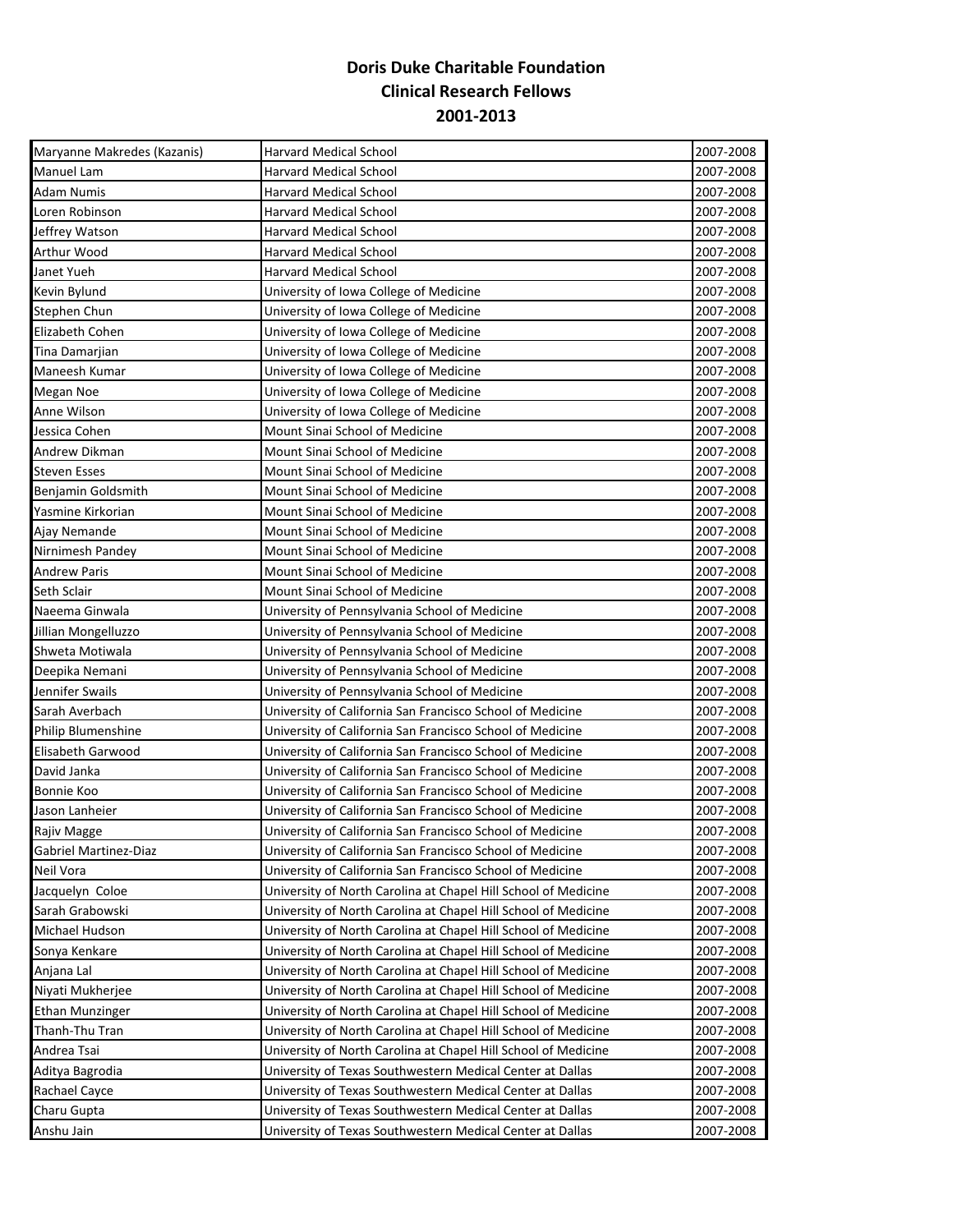**Doris Duke Charitable Foundation**
**Clinical Research Fellows**
**2001-2013**

| | | |
|---|---|---|
| Maryanne Makredes (Kazanis) | Harvard Medical School | 2007-2008 |
| Manuel Lam | Harvard Medical School | 2007-2008 |
| Adam Numis | Harvard Medical School | 2007-2008 |
| Loren Robinson | Harvard Medical School | 2007-2008 |
| Jeffrey Watson | Harvard Medical School | 2007-2008 |
| Arthur Wood | Harvard Medical School | 2007-2008 |
| Janet Yueh | Harvard Medical School | 2007-2008 |
| Kevin Bylund | University of Iowa College of Medicine | 2007-2008 |
| Stephen Chun | University of Iowa College of Medicine | 2007-2008 |
| Elizabeth Cohen | University of Iowa College of Medicine | 2007-2008 |
| Tina Damarjian | University of Iowa College of Medicine | 2007-2008 |
| Maneesh Kumar | University of Iowa College of Medicine | 2007-2008 |
| Megan Noe | University of Iowa College of Medicine | 2007-2008 |
| Anne Wilson | University of Iowa College of Medicine | 2007-2008 |
| Jessica Cohen | Mount Sinai School of Medicine | 2007-2008 |
| Andrew Dikman | Mount Sinai School of Medicine | 2007-2008 |
| Steven Esses | Mount Sinai School of Medicine | 2007-2008 |
| Benjamin Goldsmith | Mount Sinai School of Medicine | 2007-2008 |
| Yasmine Kirkorian | Mount Sinai School of Medicine | 2007-2008 |
| Ajay Nemande | Mount Sinai School of Medicine | 2007-2008 |
| Nirnimesh Pandey | Mount Sinai School of Medicine | 2007-2008 |
| Andrew Paris | Mount Sinai School of Medicine | 2007-2008 |
| Seth Sclair | Mount Sinai School of Medicine | 2007-2008 |
| Naeema Ginwala | University of Pennsylvania School of Medicine | 2007-2008 |
| Jillian Mongelluzzo | University of Pennsylvania School of Medicine | 2007-2008 |
| Shweta Motiwala | University of Pennsylvania School of Medicine | 2007-2008 |
| Deepika Nemani | University of Pennsylvania School of Medicine | 2007-2008 |
| Jennifer Swails | University of Pennsylvania School of Medicine | 2007-2008 |
| Sarah Averbach | University of California San Francisco School of Medicine | 2007-2008 |
| Philip Blumenshine | University of California San Francisco School of Medicine | 2007-2008 |
| Elisabeth Garwood | University of California San Francisco School of Medicine | 2007-2008 |
| David Janka | University of California San Francisco School of Medicine | 2007-2008 |
| Bonnie Koo | University of California San Francisco School of Medicine | 2007-2008 |
| Jason Lanheier | University of California San Francisco School of Medicine | 2007-2008 |
| Rajiv Magge | University of California San Francisco School of Medicine | 2007-2008 |
| Gabriel Martinez-Diaz | University of California San Francisco School of Medicine | 2007-2008 |
| Neil Vora | University of California San Francisco School of Medicine | 2007-2008 |
| Jacquelyn Coloe | University of North Carolina at Chapel Hill School of Medicine | 2007-2008 |
| Sarah Grabowski | University of North Carolina at Chapel Hill School of Medicine | 2007-2008 |
| Michael Hudson | University of North Carolina at Chapel Hill School of Medicine | 2007-2008 |
| Sonya Kenkare | University of North Carolina at Chapel Hill School of Medicine | 2007-2008 |
| Anjana Lal | University of North Carolina at Chapel Hill School of Medicine | 2007-2008 |
| Niyati Mukherjee | University of North Carolina at Chapel Hill School of Medicine | 2007-2008 |
| Ethan Munzinger | University of North Carolina at Chapel Hill School of Medicine | 2007-2008 |
| Thanh-Thu Tran | University of North Carolina at Chapel Hill School of Medicine | 2007-2008 |
| Andrea Tsai | University of North Carolina at Chapel Hill School of Medicine | 2007-2008 |
| Aditya Bagrodia | University of Texas Southwestern Medical Center at Dallas | 2007-2008 |
| Rachael Cayce | University of Texas Southwestern Medical Center at Dallas | 2007-2008 |
| Charu Gupta | University of Texas Southwestern Medical Center at Dallas | 2007-2008 |
| Anshu Jain | University of Texas Southwestern Medical Center at Dallas | 2007-2008 |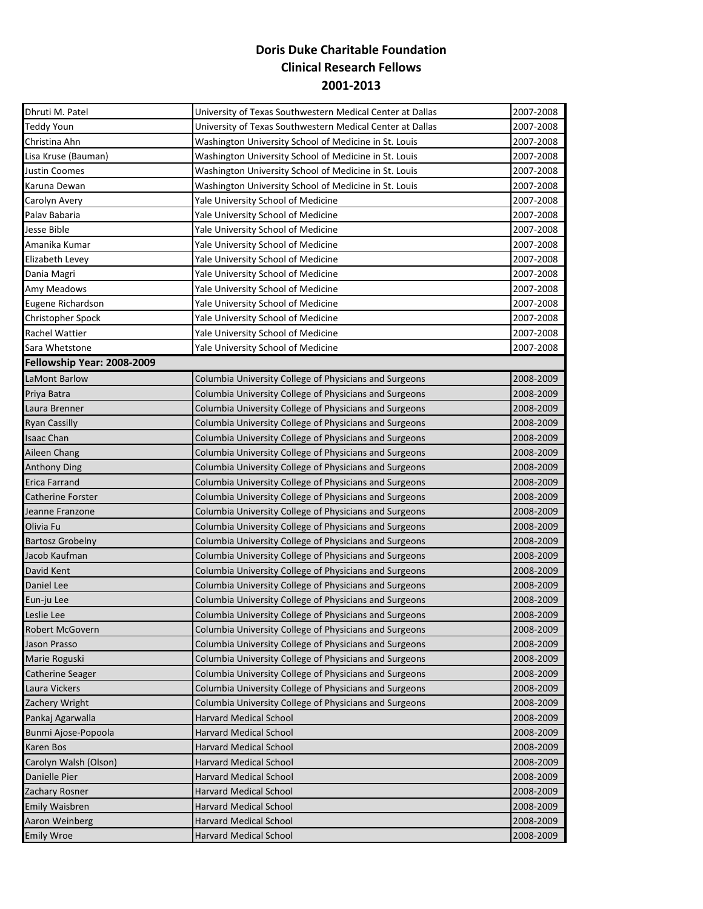# Doris Duke Charitable Foundation
## Clinical Research Fellows
## 2001-2013

| | | |
|---|---|---|
| Dhruti M. Patel | University of Texas Southwestern Medical Center at Dallas | 2007-2008 |
| Teddy Youn | University of Texas Southwestern Medical Center at Dallas | 2007-2008 |
| Christina Ahn | Washington University School of Medicine in St. Louis | 2007-2008 |
| Lisa Kruse (Bauman) | Washington University School of Medicine in St. Louis | 2007-2008 |
| Justin Coomes | Washington University School of Medicine in St. Louis | 2007-2008 |
| Karuna Dewan | Washington University School of Medicine in St. Louis | 2007-2008 |
| Carolyn Avery | Yale University School of Medicine | 2007-2008 |
| Palav Babaria | Yale University School of Medicine | 2007-2008 |
| Jesse Bible | Yale University School of Medicine | 2007-2008 |
| Amanika Kumar | Yale University School of Medicine | 2007-2008 |
| Elizabeth Levey | Yale University School of Medicine | 2007-2008 |
| Dania Magri | Yale University School of Medicine | 2007-2008 |
| Amy Meadows | Yale University School of Medicine | 2007-2008 |
| Eugene Richardson | Yale University School of Medicine | 2007-2008 |
| Christopher Spock | Yale University School of Medicine | 2007-2008 |
| Rachel Wattier | Yale University School of Medicine | 2007-2008 |
| Sara Whetstone | Yale University School of Medicine | 2007-2008 |
| **Fellowship Year: 2008-2009** | | |
| LaMont Barlow | Columbia University College of Physicians and Surgeons | 2008-2009 |
| Priya Batra | Columbia University College of Physicians and Surgeons | 2008-2009 |
| Laura Brenner | Columbia University College of Physicians and Surgeons | 2008-2009 |
| Ryan Cassilly | Columbia University College of Physicians and Surgeons | 2008-2009 |
| Isaac Chan | Columbia University College of Physicians and Surgeons | 2008-2009 |
| Aileen Chang | Columbia University College of Physicians and Surgeons | 2008-2009 |
| Anthony Ding | Columbia University College of Physicians and Surgeons | 2008-2009 |
| Erica Farrand | Columbia University College of Physicians and Surgeons | 2008-2009 |
| Catherine Forster | Columbia University College of Physicians and Surgeons | 2008-2009 |
| Jeanne Franzone | Columbia University College of Physicians and Surgeons | 2008-2009 |
| Olivia Fu | Columbia University College of Physicians and Surgeons | 2008-2009 |
| Bartosz Grobelny | Columbia University College of Physicians and Surgeons | 2008-2009 |
| Jacob Kaufman | Columbia University College of Physicians and Surgeons | 2008-2009 |
| David Kent | Columbia University College of Physicians and Surgeons | 2008-2009 |
| Daniel Lee | Columbia University College of Physicians and Surgeons | 2008-2009 |
| Eun-ju Lee | Columbia University College of Physicians and Surgeons | 2008-2009 |
| Leslie Lee | Columbia University College of Physicians and Surgeons | 2008-2009 |
| Robert McGovern | Columbia University College of Physicians and Surgeons | 2008-2009 |
| Jason Prasso | Columbia University College of Physicians and Surgeons | 2008-2009 |
| Marie Roguski | Columbia University College of Physicians and Surgeons | 2008-2009 |
| Catherine Seager | Columbia University College of Physicians and Surgeons | 2008-2009 |
| Laura Vickers | Columbia University College of Physicians and Surgeons | 2008-2009 |
| Zachery Wright | Columbia University College of Physicians and Surgeons | 2008-2009 |
| Pankaj Agarwalla | Harvard Medical School | 2008-2009 |
| Bunmi Ajose-Popoola | Harvard Medical School | 2008-2009 |
| Karen Bos | Harvard Medical School | 2008-2009 |
| Carolyn Walsh (Olson) | Harvard Medical School | 2008-2009 |
| Danielle Pier | Harvard Medical School | 2008-2009 |
| Zachary Rosner | Harvard Medical School | 2008-2009 |
| Emily Waisbren | Harvard Medical School | 2008-2009 |
| Aaron Weinberg | Harvard Medical School | 2008-2009 |
| Emily Wroe | Harvard Medical School | 2008-2009 |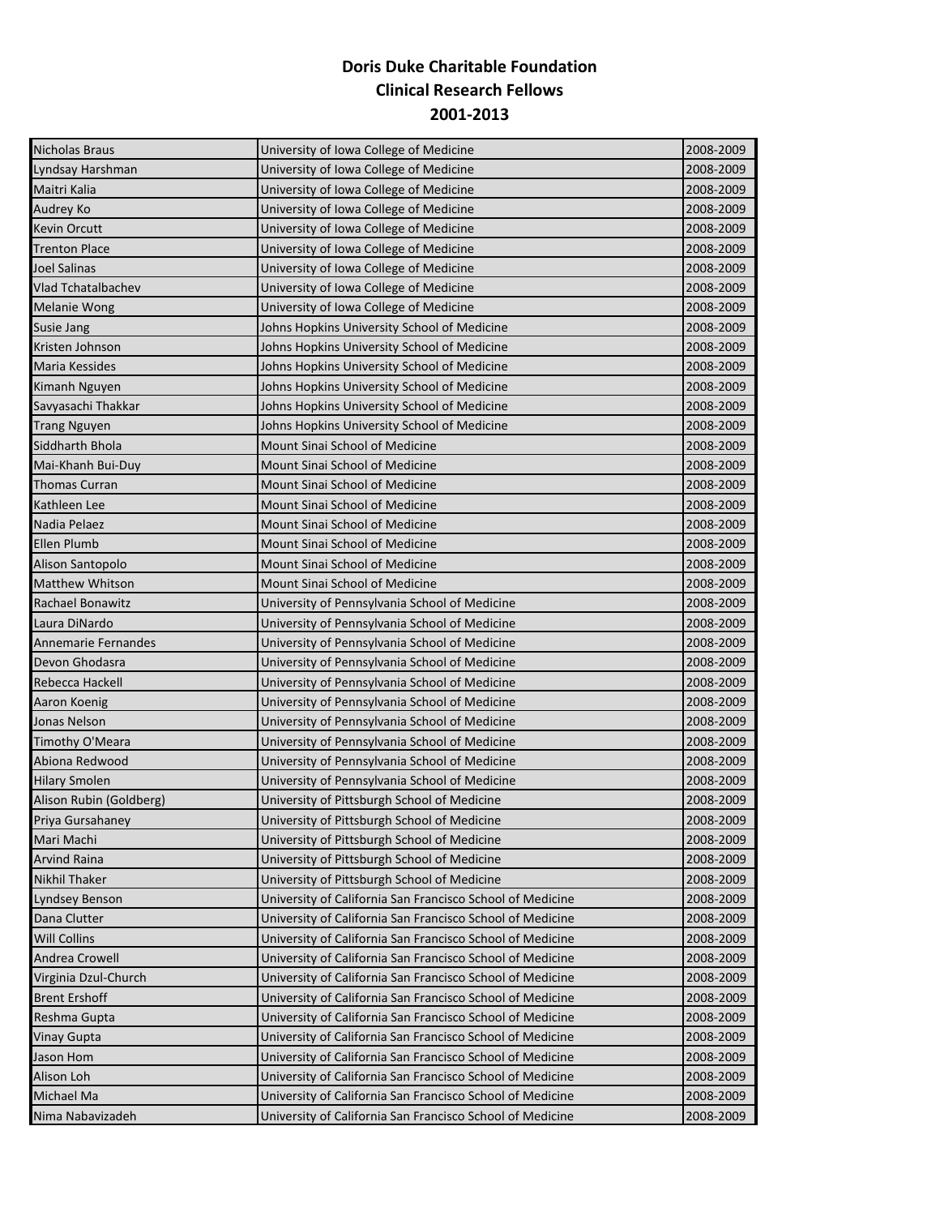**Doris Duke Charitable Foundation**
**Clinical Research Fellows**
**2001-2013**

| | | |
|---|---|---|
| Nicholas Braus | University of Iowa College of Medicine | 2008-2009 |
| Lyndsay Harshman | University of Iowa College of Medicine | 2008-2009 |
| Maitri Kalia | University of Iowa College of Medicine | 2008-2009 |
| Audrey Ko | University of Iowa College of Medicine | 2008-2009 |
| Kevin Orcutt | University of Iowa College of Medicine | 2008-2009 |
| Trenton Place | University of Iowa College of Medicine | 2008-2009 |
| Joel Salinas | University of Iowa College of Medicine | 2008-2009 |
| Vlad Tchatalbachev | University of Iowa College of Medicine | 2008-2009 |
| Melanie Wong | University of Iowa College of Medicine | 2008-2009 |
| Susie Jang | Johns Hopkins University School of Medicine | 2008-2009 |
| Kristen Johnson | Johns Hopkins University School of Medicine | 2008-2009 |
| Maria Kessides | Johns Hopkins University School of Medicine | 2008-2009 |
| Kimanh Nguyen | Johns Hopkins University School of Medicine | 2008-2009 |
| Savyasachi Thakkar | Johns Hopkins University School of Medicine | 2008-2009 |
| Trang Nguyen | Johns Hopkins University School of Medicine | 2008-2009 |
| Siddharth Bhola | Mount Sinai School of Medicine | 2008-2009 |
| Mai-Khanh Bui-Duy | Mount Sinai School of Medicine | 2008-2009 |
| Thomas Curran | Mount Sinai School of Medicine | 2008-2009 |
| Kathleen Lee | Mount Sinai School of Medicine | 2008-2009 |
| Nadia Pelaez | Mount Sinai School of Medicine | 2008-2009 |
| Ellen Plumb | Mount Sinai School of Medicine | 2008-2009 |
| Alison Santopolo | Mount Sinai School of Medicine | 2008-2009 |
| Matthew Whitson | Mount Sinai School of Medicine | 2008-2009 |
| Rachael Bonawitz | University of Pennsylvania School of Medicine | 2008-2009 |
| Laura DiNardo | University of Pennsylvania School of Medicine | 2008-2009 |
| Annemarie Fernandes | University of Pennsylvania School of Medicine | 2008-2009 |
| Devon Ghodasra | University of Pennsylvania School of Medicine | 2008-2009 |
| Rebecca Hackell | University of Pennsylvania School of Medicine | 2008-2009 |
| Aaron Koenig | University of Pennsylvania School of Medicine | 2008-2009 |
| Jonas Nelson | University of Pennsylvania School of Medicine | 2008-2009 |
| Timothy O'Meara | University of Pennsylvania School of Medicine | 2008-2009 |
| Abiona Redwood | University of Pennsylvania School of Medicine | 2008-2009 |
| Hilary Smolen | University of Pennsylvania School of Medicine | 2008-2009 |
| Alison Rubin (Goldberg) | University of Pittsburgh School of Medicine | 2008-2009 |
| Priya Gursahaney | University of Pittsburgh School of Medicine | 2008-2009 |
| Mari Machi | University of Pittsburgh School of Medicine | 2008-2009 |
| Arvind Raina | University of Pittsburgh School of Medicine | 2008-2009 |
| Nikhil Thaker | University of Pittsburgh School of Medicine | 2008-2009 |
| Lyndsey Benson | University of California San Francisco School of Medicine | 2008-2009 |
| Dana Clutter | University of California San Francisco School of Medicine | 2008-2009 |
| Will Collins | University of California San Francisco School of Medicine | 2008-2009 |
| Andrea Crowell | University of California San Francisco School of Medicine | 2008-2009 |
| Virginia Dzul-Church | University of California San Francisco School of Medicine | 2008-2009 |
| Brent Ershoff | University of California San Francisco School of Medicine | 2008-2009 |
| Reshma Gupta | University of California San Francisco School of Medicine | 2008-2009 |
| Vinay Gupta | University of California San Francisco School of Medicine | 2008-2009 |
| Jason Hom | University of California San Francisco School of Medicine | 2008-2009 |
| Alison Loh | University of California San Francisco School of Medicine | 2008-2009 |
| Michael Ma | University of California San Francisco School of Medicine | 2008-2009 |
| Nima Nabavizadeh | University of California San Francisco School of Medicine | 2008-2009 |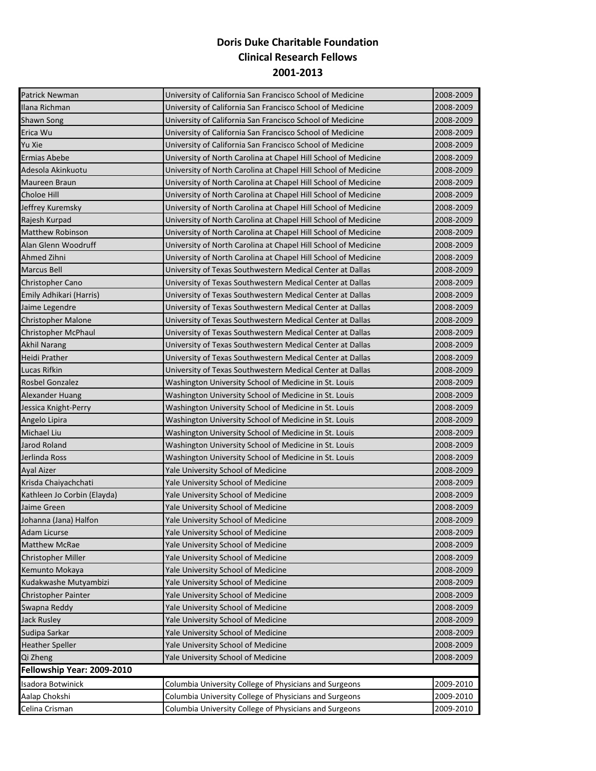# Doris Duke Charitable Foundation
## Clinical Research Fellows
## 2001-2013

| | | |
|---|---|---|
| Patrick Newman | University of California San Francisco School of Medicine | 2008-2009 |
| Ilana Richman | University of California San Francisco School of Medicine | 2008-2009 |
| Shawn Song | University of California San Francisco School of Medicine | 2008-2009 |
| Erica Wu | University of California San Francisco School of Medicine | 2008-2009 |
| Yu Xie | University of California San Francisco School of Medicine | 2008-2009 |
| Ermias Abebe | University of North Carolina at Chapel Hill School of Medicine | 2008-2009 |
| Adesola Akinkuotu | University of North Carolina at Chapel Hill School of Medicine | 2008-2009 |
| Maureen Braun | University of North Carolina at Chapel Hill School of Medicine | 2008-2009 |
| Choloe Hill | University of North Carolina at Chapel Hill School of Medicine | 2008-2009 |
| Jeffrey Kuremsky | University of North Carolina at Chapel Hill School of Medicine | 2008-2009 |
| Rajesh Kurpad | University of North Carolina at Chapel Hill School of Medicine | 2008-2009 |
| Matthew Robinson | University of North Carolina at Chapel Hill School of Medicine | 2008-2009 |
| Alan Glenn Woodruff | University of North Carolina at Chapel Hill School of Medicine | 2008-2009 |
| Ahmed Zihni | University of North Carolina at Chapel Hill School of Medicine | 2008-2009 |
| Marcus Bell | University of Texas Southwestern Medical Center at Dallas | 2008-2009 |
| Christopher Cano | University of Texas Southwestern Medical Center at Dallas | 2008-2009 |
| Emily Adhikari (Harris) | University of Texas Southwestern Medical Center at Dallas | 2008-2009 |
| Jaime Legendre | University of Texas Southwestern Medical Center at Dallas | 2008-2009 |
| Christopher Malone | University of Texas Southwestern Medical Center at Dallas | 2008-2009 |
| Christopher McPhaul | University of Texas Southwestern Medical Center at Dallas | 2008-2009 |
| Akhil Narang | University of Texas Southwestern Medical Center at Dallas | 2008-2009 |
| Heidi Prather | University of Texas Southwestern Medical Center at Dallas | 2008-2009 |
| Lucas Rifkin | University of Texas Southwestern Medical Center at Dallas | 2008-2009 |
| Rosbel Gonzalez | Washington University School of Medicine in St. Louis | 2008-2009 |
| Alexander Huang | Washington University School of Medicine in St. Louis | 2008-2009 |
| Jessica Knight-Perry | Washington University School of Medicine in St. Louis | 2008-2009 |
| Angelo Lipira | Washington University School of Medicine in St. Louis | 2008-2009 |
| Michael Liu | Washington University School of Medicine in St. Louis | 2008-2009 |
| Jarod Roland | Washington University School of Medicine in St. Louis | 2008-2009 |
| Jerlinda Ross | Washington University School of Medicine in St. Louis | 2008-2009 |
| Ayal Aizer | Yale University School of Medicine | 2008-2009 |
| Krisda Chaiyachchati | Yale University School of Medicine | 2008-2009 |
| Kathleen Jo Corbin (Elayda) | Yale University School of Medicine | 2008-2009 |
| Jaime Green | Yale University School of Medicine | 2008-2009 |
| Johanna (Jana) Halfon | Yale University School of Medicine | 2008-2009 |
| Adam Licurse | Yale University School of Medicine | 2008-2009 |
| Matthew McRae | Yale University School of Medicine | 2008-2009 |
| Christopher Miller | Yale University School of Medicine | 2008-2009 |
| Kemunto Mokaya | Yale University School of Medicine | 2008-2009 |
| Kudakwashe Mutyambizi | Yale University School of Medicine | 2008-2009 |
| Christopher Painter | Yale University School of Medicine | 2008-2009 |
| Swapna Reddy | Yale University School of Medicine | 2008-2009 |
| Jack Rusley | Yale University School of Medicine | 2008-2009 |
| Sudipa Sarkar | Yale University School of Medicine | 2008-2009 |
| Heather Speller | Yale University School of Medicine | 2008-2009 |
| Qi Zheng | Yale University School of Medicine | 2008-2009 |
| **Fellowship Year: 2009-2010** | | |
| Isadora Botwinick | Columbia University College of Physicians and Surgeons | 2009-2010 |
| Aalap Chokshi | Columbia University College of Physicians and Surgeons | 2009-2010 |
| Celina Crisman | Columbia University College of Physicians and Surgeons | 2009-2010 |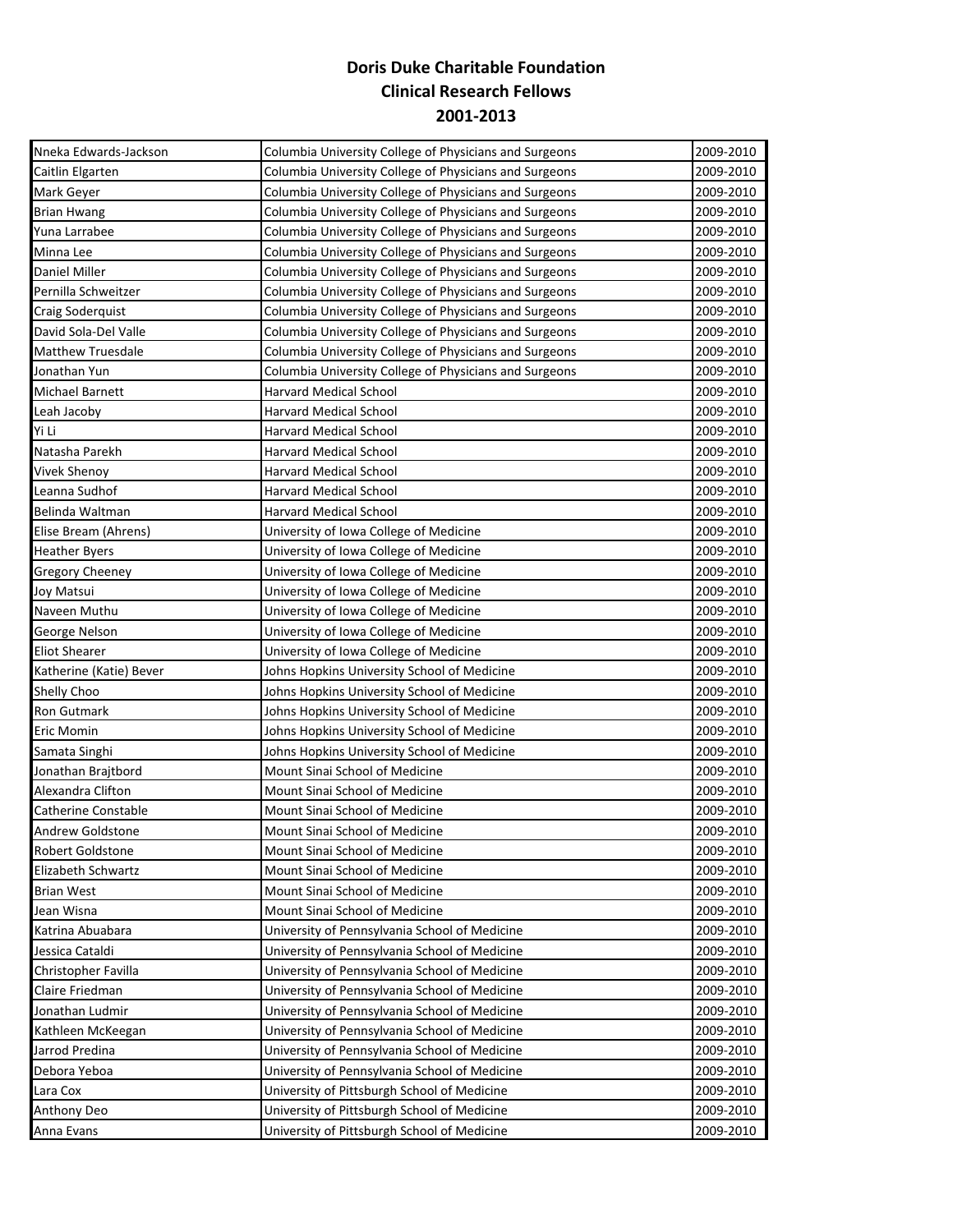**Doris Duke Charitable Foundation**
**Clinical Research Fellows**
**2001-2013**

| | | |
|---|---|---|
| Nneka Edwards-Jackson | Columbia University College of Physicians and Surgeons | 2009-2010 |
| Caitlin Elgarten | Columbia University College of Physicians and Surgeons | 2009-2010 |
| Mark Geyer | Columbia University College of Physicians and Surgeons | 2009-2010 |
| Brian Hwang | Columbia University College of Physicians and Surgeons | 2009-2010 |
| Yuna Larrabee | Columbia University College of Physicians and Surgeons | 2009-2010 |
| Minna Lee | Columbia University College of Physicians and Surgeons | 2009-2010 |
| Daniel Miller | Columbia University College of Physicians and Surgeons | 2009-2010 |
| Pernilla Schweitzer | Columbia University College of Physicians and Surgeons | 2009-2010 |
| Craig Soderquist | Columbia University College of Physicians and Surgeons | 2009-2010 |
| David Sola-Del Valle | Columbia University College of Physicians and Surgeons | 2009-2010 |
| Matthew Truesdale | Columbia University College of Physicians and Surgeons | 2009-2010 |
| Jonathan Yun | Columbia University College of Physicians and Surgeons | 2009-2010 |
| Michael Barnett | Harvard Medical School | 2009-2010 |
| Leah Jacoby | Harvard Medical School | 2009-2010 |
| Yi Li | Harvard Medical School | 2009-2010 |
| Natasha Parekh | Harvard Medical School | 2009-2010 |
| Vivek Shenoy | Harvard Medical School | 2009-2010 |
| Leanna Sudhof | Harvard Medical School | 2009-2010 |
| Belinda Waltman | Harvard Medical School | 2009-2010 |
| Elise Bream (Ahrens) | University of Iowa College of Medicine | 2009-2010 |
| Heather Byers | University of Iowa College of Medicine | 2009-2010 |
| Gregory Cheeney | University of Iowa College of Medicine | 2009-2010 |
| Joy Matsui | University of Iowa College of Medicine | 2009-2010 |
| Naveen Muthu | University of Iowa College of Medicine | 2009-2010 |
| George Nelson | University of Iowa College of Medicine | 2009-2010 |
| Eliot Shearer | University of Iowa College of Medicine | 2009-2010 |
| Katherine (Katie) Bever | Johns Hopkins University School of Medicine | 2009-2010 |
| Shelly Choo | Johns Hopkins University School of Medicine | 2009-2010 |
| Ron Gutmark | Johns Hopkins University School of Medicine | 2009-2010 |
| Eric Momin | Johns Hopkins University School of Medicine | 2009-2010 |
| Samata Singhi | Johns Hopkins University School of Medicine | 2009-2010 |
| Jonathan Brajtbord | Mount Sinai School of Medicine | 2009-2010 |
| Alexandra Clifton | Mount Sinai School of Medicine | 2009-2010 |
| Catherine Constable | Mount Sinai School of Medicine | 2009-2010 |
| Andrew Goldstone | Mount Sinai School of Medicine | 2009-2010 |
| Robert Goldstone | Mount Sinai School of Medicine | 2009-2010 |
| Elizabeth Schwartz | Mount Sinai School of Medicine | 2009-2010 |
| Brian West | Mount Sinai School of Medicine | 2009-2010 |
| Jean Wisna | Mount Sinai School of Medicine | 2009-2010 |
| Katrina Abuabara | University of Pennsylvania School of Medicine | 2009-2010 |
| Jessica Cataldi | University of Pennsylvania School of Medicine | 2009-2010 |
| Christopher Favilla | University of Pennsylvania School of Medicine | 2009-2010 |
| Claire Friedman | University of Pennsylvania School of Medicine | 2009-2010 |
| Jonathan Ludmir | University of Pennsylvania School of Medicine | 2009-2010 |
| Kathleen McKeegan | University of Pennsylvania School of Medicine | 2009-2010 |
| Jarrod Predina | University of Pennsylvania School of Medicine | 2009-2010 |
| Debora Yeboa | University of Pennsylvania School of Medicine | 2009-2010 |
| Lara Cox | University of Pittsburgh School of Medicine | 2009-2010 |
| Anthony Deo | University of Pittsburgh School of Medicine | 2009-2010 |
| Anna Evans | University of Pittsburgh School of Medicine | 2009-2010 |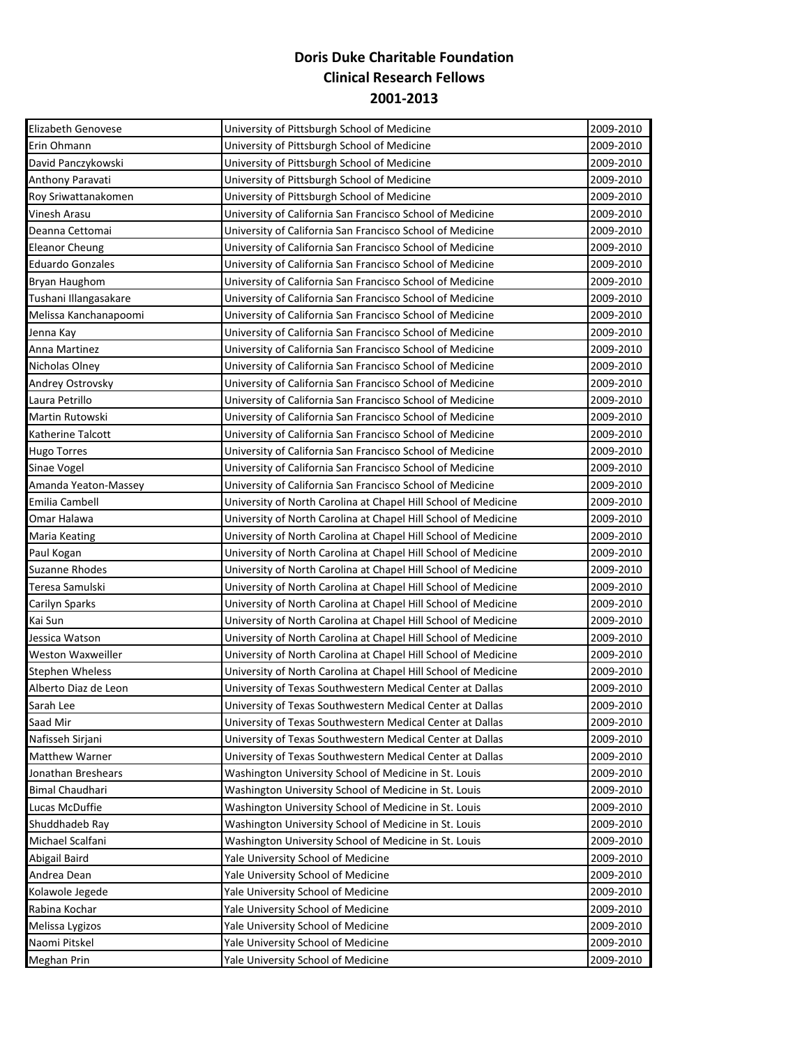**Doris Duke Charitable Foundation**
**Clinical Research Fellows**
**2001-2013**

| | | |
|---|---|---|
| Elizabeth Genovese | University of Pittsburgh School of Medicine | 2009-2010 |
| Erin Ohmann | University of Pittsburgh School of Medicine | 2009-2010 |
| David Panczykowski | University of Pittsburgh School of Medicine | 2009-2010 |
| Anthony Paravati | University of Pittsburgh School of Medicine | 2009-2010 |
| Roy Sriwattanakomen | University of Pittsburgh School of Medicine | 2009-2010 |
| Vinesh Arasu | University of California San Francisco School of Medicine | 2009-2010 |
| Deanna Cettomai | University of California San Francisco School of Medicine | 2009-2010 |
| Eleanor Cheung | University of California San Francisco School of Medicine | 2009-2010 |
| Eduardo Gonzales | University of California San Francisco School of Medicine | 2009-2010 |
| Bryan Haughom | University of California San Francisco School of Medicine | 2009-2010 |
| Tushani Illangasakare | University of California San Francisco School of Medicine | 2009-2010 |
| Melissa Kanchanapoomi | University of California San Francisco School of Medicine | 2009-2010 |
| Jenna Kay | University of California San Francisco School of Medicine | 2009-2010 |
| Anna Martinez | University of California San Francisco School of Medicine | 2009-2010 |
| Nicholas Olney | University of California San Francisco School of Medicine | 2009-2010 |
| Andrey Ostrovsky | University of California San Francisco School of Medicine | 2009-2010 |
| Laura Petrillo | University of California San Francisco School of Medicine | 2009-2010 |
| Martin Rutowski | University of California San Francisco School of Medicine | 2009-2010 |
| Katherine Talcott | University of California San Francisco School of Medicine | 2009-2010 |
| Hugo Torres | University of California San Francisco School of Medicine | 2009-2010 |
| Sinae Vogel | University of California San Francisco School of Medicine | 2009-2010 |
| Amanda Yeaton-Massey | University of California San Francisco School of Medicine | 2009-2010 |
| Emilia Cambell | University of North Carolina at Chapel Hill School of Medicine | 2009-2010 |
| Omar Halawa | University of North Carolina at Chapel Hill School of Medicine | 2009-2010 |
| Maria Keating | University of North Carolina at Chapel Hill School of Medicine | 2009-2010 |
| Paul Kogan | University of North Carolina at Chapel Hill School of Medicine | 2009-2010 |
| Suzanne Rhodes | University of North Carolina at Chapel Hill School of Medicine | 2009-2010 |
| Teresa Samulski | University of North Carolina at Chapel Hill School of Medicine | 2009-2010 |
| Carilyn Sparks | University of North Carolina at Chapel Hill School of Medicine | 2009-2010 |
| Kai Sun | University of North Carolina at Chapel Hill School of Medicine | 2009-2010 |
| Jessica Watson | University of North Carolina at Chapel Hill School of Medicine | 2009-2010 |
| Weston Waxweiller | University of North Carolina at Chapel Hill School of Medicine | 2009-2010 |
| Stephen Wheless | University of North Carolina at Chapel Hill School of Medicine | 2009-2010 |
| Alberto Diaz de Leon | University of Texas Southwestern Medical Center at Dallas | 2009-2010 |
| Sarah Lee | University of Texas Southwestern Medical Center at Dallas | 2009-2010 |
| Saad Mir | University of Texas Southwestern Medical Center at Dallas | 2009-2010 |
| Nafisseh Sirjani | University of Texas Southwestern Medical Center at Dallas | 2009-2010 |
| Matthew Warner | University of Texas Southwestern Medical Center at Dallas | 2009-2010 |
| Jonathan Breshears | Washington University School of Medicine in St. Louis | 2009-2010 |
| Bimal Chaudhari | Washington University School of Medicine in St. Louis | 2009-2010 |
| Lucas McDuffie | Washington University School of Medicine in St. Louis | 2009-2010 |
| Shuddhadeb Ray | Washington University School of Medicine in St. Louis | 2009-2010 |
| Michael Scalfani | Washington University School of Medicine in St. Louis | 2009-2010 |
| Abigail Baird | Yale University School of Medicine | 2009-2010 |
| Andrea Dean | Yale University School of Medicine | 2009-2010 |
| Kolawole Jegede | Yale University School of Medicine | 2009-2010 |
| Rabina Kochar | Yale University School of Medicine | 2009-2010 |
| Melissa Lygizos | Yale University School of Medicine | 2009-2010 |
| Naomi Pitskel | Yale University School of Medicine | 2009-2010 |
| Meghan Prin | Yale University School of Medicine | 2009-2010 |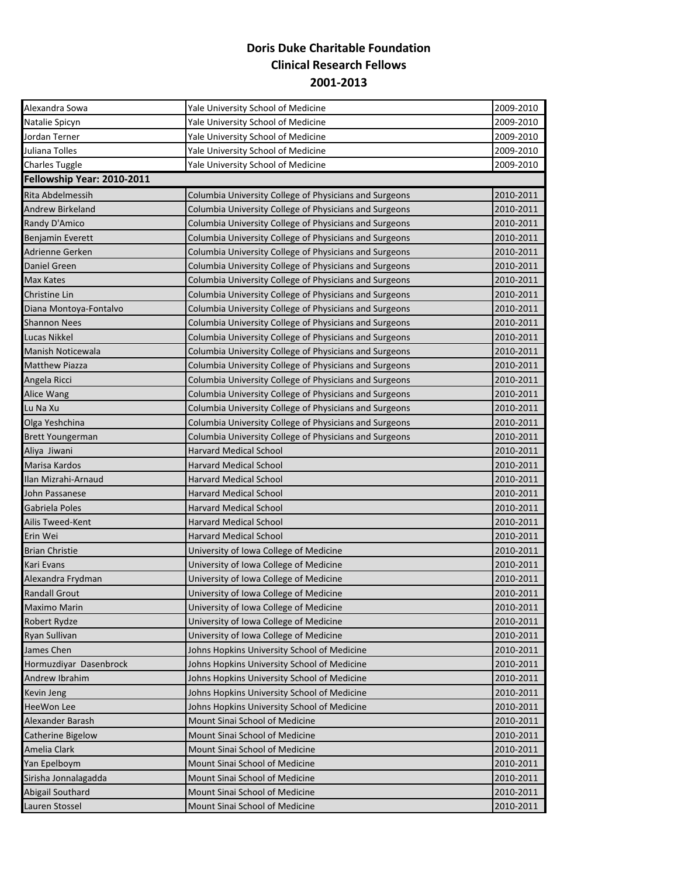# Doris Duke Charitable Foundation
## Clinical Research Fellows
## 2001-2013

| | | |
|---|---|---|
| Alexandra Sowa | Yale University School of Medicine | 2009-2010 |
| Natalie Spicyn | Yale University School of Medicine | 2009-2010 |
| Jordan Terner | Yale University School of Medicine | 2009-2010 |
| Juliana Tolles | Yale University School of Medicine | 2009-2010 |
| Charles Tuggle | Yale University School of Medicine | 2009-2010 |
| **Fellowship Year: 2010-2011** | | |
| Rita Abdelmessih | Columbia University College of Physicians and Surgeons | 2010-2011 |
| Andrew Birkeland | Columbia University College of Physicians and Surgeons | 2010-2011 |
| Randy D'Amico | Columbia University College of Physicians and Surgeons | 2010-2011 |
| Benjamin Everett | Columbia University College of Physicians and Surgeons | 2010-2011 |
| Adrienne Gerken | Columbia University College of Physicians and Surgeons | 2010-2011 |
| Daniel Green | Columbia University College of Physicians and Surgeons | 2010-2011 |
| Max Kates | Columbia University College of Physicians and Surgeons | 2010-2011 |
| Christine Lin | Columbia University College of Physicians and Surgeons | 2010-2011 |
| Diana Montoya-Fontalvo | Columbia University College of Physicians and Surgeons | 2010-2011 |
| Shannon Nees | Columbia University College of Physicians and Surgeons | 2010-2011 |
| Lucas Nikkel | Columbia University College of Physicians and Surgeons | 2010-2011 |
| Manish Noticewala | Columbia University College of Physicians and Surgeons | 2010-2011 |
| Matthew Piazza | Columbia University College of Physicians and Surgeons | 2010-2011 |
| Angela Ricci | Columbia University College of Physicians and Surgeons | 2010-2011 |
| Alice Wang | Columbia University College of Physicians and Surgeons | 2010-2011 |
| Lu Na Xu | Columbia University College of Physicians and Surgeons | 2010-2011 |
| Olga Yeshchina | Columbia University College of Physicians and Surgeons | 2010-2011 |
| Brett Youngerman | Columbia University College of Physicians and Surgeons | 2010-2011 |
| Aliya Jiwani | Harvard Medical School | 2010-2011 |
| Marisa Kardos | Harvard Medical School | 2010-2011 |
| Ilan Mizrahi-Arnaud | Harvard Medical School | 2010-2011 |
| John Passanese | Harvard Medical School | 2010-2011 |
| Gabriela Poles | Harvard Medical School | 2010-2011 |
| Ailis Tweed-Kent | Harvard Medical School | 2010-2011 |
| Erin Wei | Harvard Medical School | 2010-2011 |
| Brian Christie | University of Iowa College of Medicine | 2010-2011 |
| Kari Evans | University of Iowa College of Medicine | 2010-2011 |
| Alexandra Frydman | University of Iowa College of Medicine | 2010-2011 |
| Randall Grout | University of Iowa College of Medicine | 2010-2011 |
| Maximo Marin | University of Iowa College of Medicine | 2010-2011 |
| Robert Rydze | University of Iowa College of Medicine | 2010-2011 |
| Ryan Sullivan | University of Iowa College of Medicine | 2010-2011 |
| James Chen | Johns Hopkins University School of Medicine | 2010-2011 |
| Hormuzdiyar Dasenbrock | Johns Hopkins University School of Medicine | 2010-2011 |
| Andrew Ibrahim | Johns Hopkins University School of Medicine | 2010-2011 |
| Kevin Jeng | Johns Hopkins University School of Medicine | 2010-2011 |
| HeeWon Lee | Johns Hopkins University School of Medicine | 2010-2011 |
| Alexander Barash | Mount Sinai School of Medicine | 2010-2011 |
| Catherine Bigelow | Mount Sinai School of Medicine | 2010-2011 |
| Amelia Clark | Mount Sinai School of Medicine | 2010-2011 |
| Yan Epelboym | Mount Sinai School of Medicine | 2010-2011 |
| Sirisha Jonnalagadda | Mount Sinai School of Medicine | 2010-2011 |
| Abigail Southard | Mount Sinai School of Medicine | 2010-2011 |
| Lauren Stossel | Mount Sinai School of Medicine | 2010-2011 |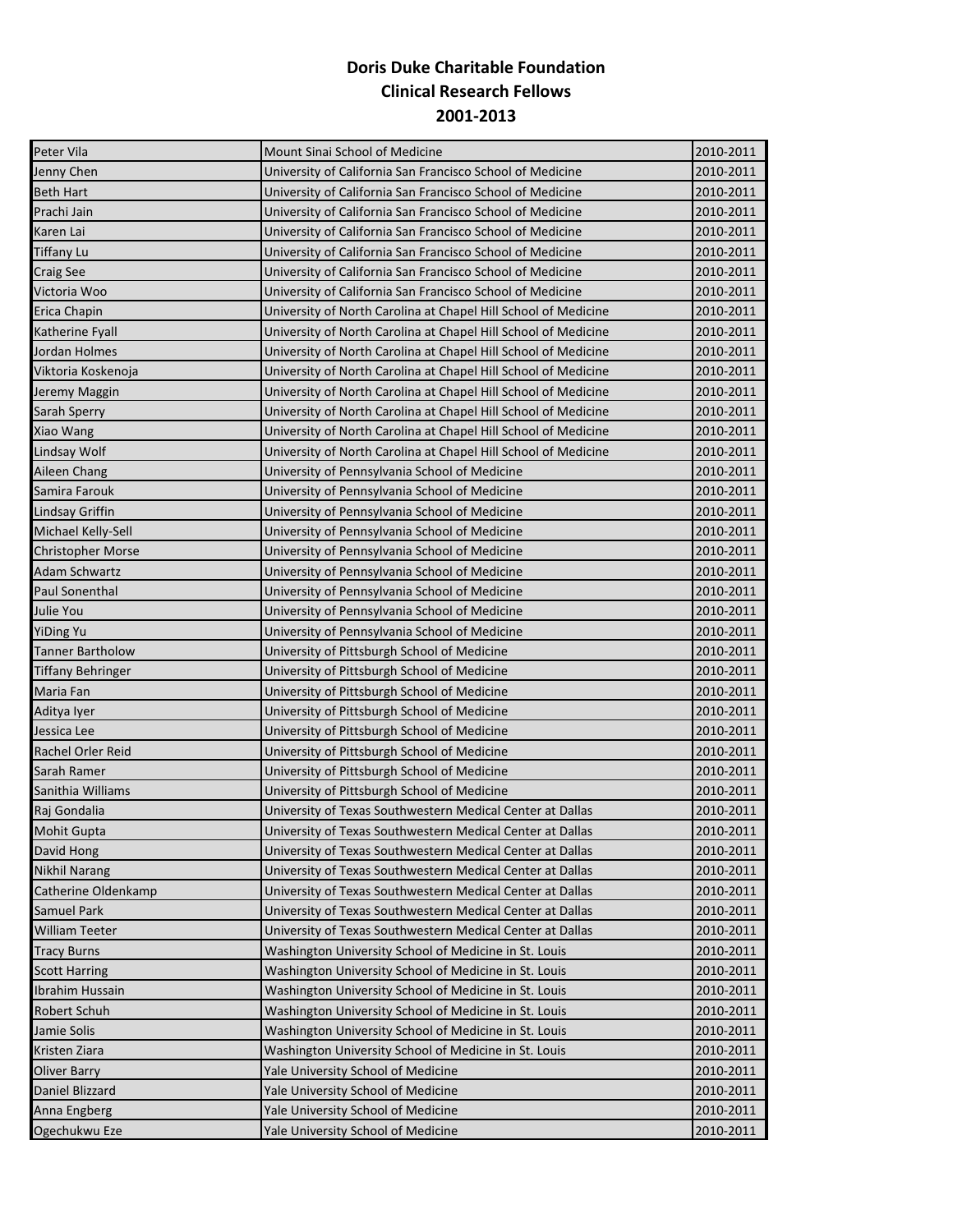# Doris Duke Charitable Foundation
# Clinical Research Fellows
# 2001-2013

| | | |
|---|---|---|
| Peter Vila | Mount Sinai School of Medicine | 2010-2011 |
| Jenny Chen | University of California San Francisco School of Medicine | 2010-2011 |
| Beth Hart | University of California San Francisco School of Medicine | 2010-2011 |
| Prachi Jain | University of California San Francisco School of Medicine | 2010-2011 |
| Karen Lai | University of California San Francisco School of Medicine | 2010-2011 |
| Tiffany Lu | University of California San Francisco School of Medicine | 2010-2011 |
| Craig See | University of California San Francisco School of Medicine | 2010-2011 |
| Victoria Woo | University of California San Francisco School of Medicine | 2010-2011 |
| Erica Chapin | University of North Carolina at Chapel Hill School of Medicine | 2010-2011 |
| Katherine Fyall | University of North Carolina at Chapel Hill School of Medicine | 2010-2011 |
| Jordan Holmes | University of North Carolina at Chapel Hill School of Medicine | 2010-2011 |
| Viktoria Koskenoja | University of North Carolina at Chapel Hill School of Medicine | 2010-2011 |
| Jeremy Maggin | University of North Carolina at Chapel Hill School of Medicine | 2010-2011 |
| Sarah Sperry | University of North Carolina at Chapel Hill School of Medicine | 2010-2011 |
| Xiao Wang | University of North Carolina at Chapel Hill School of Medicine | 2010-2011 |
| Lindsay Wolf | University of North Carolina at Chapel Hill School of Medicine | 2010-2011 |
| Aileen Chang | University of Pennsylvania School of Medicine | 2010-2011 |
| Samira Farouk | University of Pennsylvania School of Medicine | 2010-2011 |
| Lindsay Griffin | University of Pennsylvania School of Medicine | 2010-2011 |
| Michael Kelly-Sell | University of Pennsylvania School of Medicine | 2010-2011 |
| Christopher Morse | University of Pennsylvania School of Medicine | 2010-2011 |
| Adam Schwartz | University of Pennsylvania School of Medicine | 2010-2011 |
| Paul Sonenthal | University of Pennsylvania School of Medicine | 2010-2011 |
| Julie You | University of Pennsylvania School of Medicine | 2010-2011 |
| YiDing Yu | University of Pennsylvania School of Medicine | 2010-2011 |
| Tanner Bartholow | University of Pittsburgh School of Medicine | 2010-2011 |
| Tiffany Behringer | University of Pittsburgh School of Medicine | 2010-2011 |
| Maria Fan | University of Pittsburgh School of Medicine | 2010-2011 |
| Aditya Iyer | University of Pittsburgh School of Medicine | 2010-2011 |
| Jessica Lee | University of Pittsburgh School of Medicine | 2010-2011 |
| Rachel Orler Reid | University of Pittsburgh School of Medicine | 2010-2011 |
| Sarah Ramer | University of Pittsburgh School of Medicine | 2010-2011 |
| Sanithia Williams | University of Pittsburgh School of Medicine | 2010-2011 |
| Raj Gondalia | University of Texas Southwestern Medical Center at Dallas | 2010-2011 |
| Mohit Gupta | University of Texas Southwestern Medical Center at Dallas | 2010-2011 |
| David Hong | University of Texas Southwestern Medical Center at Dallas | 2010-2011 |
| Nikhil Narang | University of Texas Southwestern Medical Center at Dallas | 2010-2011 |
| Catherine Oldenkamp | University of Texas Southwestern Medical Center at Dallas | 2010-2011 |
| Samuel Park | University of Texas Southwestern Medical Center at Dallas | 2010-2011 |
| William Teeter | University of Texas Southwestern Medical Center at Dallas | 2010-2011 |
| Tracy Burns | Washington University School of Medicine in St. Louis | 2010-2011 |
| Scott Harring | Washington University School of Medicine in St. Louis | 2010-2011 |
| Ibrahim Hussain | Washington University School of Medicine in St. Louis | 2010-2011 |
| Robert Schuh | Washington University School of Medicine in St. Louis | 2010-2011 |
| Jamie Solis | Washington University School of Medicine in St. Louis | 2010-2011 |
| Kristen Ziara | Washington University School of Medicine in St. Louis | 2010-2011 |
| Oliver Barry | Yale University School of Medicine | 2010-2011 |
| Daniel Blizzard | Yale University School of Medicine | 2010-2011 |
| Anna Engberg | Yale University School of Medicine | 2010-2011 |
| Ogechukwu Eze | Yale University School of Medicine | 2010-2011 |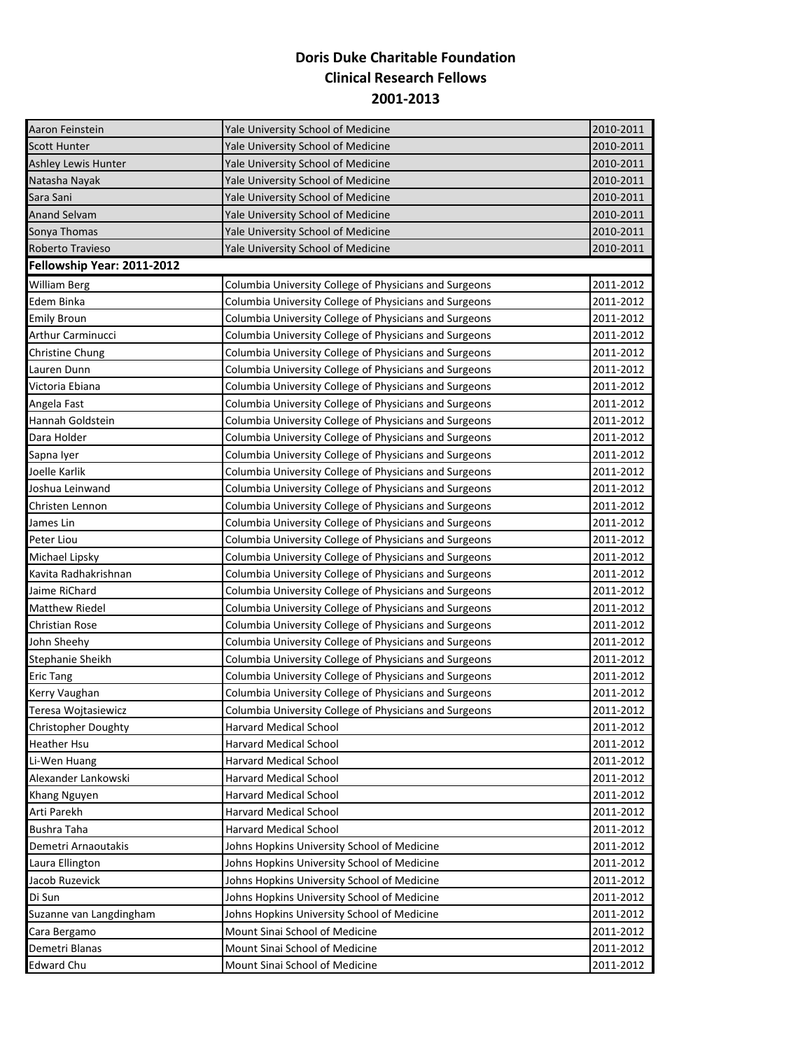# Doris Duke Charitable Foundation
## Clinical Research Fellows
## 2001-2013

| | | |
|---|---|---|
| Aaron Feinstein | Yale University School of Medicine | 2010-2011 |
| Scott Hunter | Yale University School of Medicine | 2010-2011 |
| Ashley Lewis Hunter | Yale University School of Medicine | 2010-2011 |
| Natasha Nayak | Yale University School of Medicine | 2010-2011 |
| Sara Sani | Yale University School of Medicine | 2010-2011 |
| Anand Selvam | Yale University School of Medicine | 2010-2011 |
| Sonya Thomas | Yale University School of Medicine | 2010-2011 |
| Roberto Travieso | Yale University School of Medicine | 2010-2011 |
| **Fellowship Year: 2011-2012** | | |
| William Berg | Columbia University College of Physicians and Surgeons | 2011-2012 |
| Edem Binka | Columbia University College of Physicians and Surgeons | 2011-2012 |
| Emily Broun | Columbia University College of Physicians and Surgeons | 2011-2012 |
| Arthur Carminucci | Columbia University College of Physicians and Surgeons | 2011-2012 |
| Christine Chung | Columbia University College of Physicians and Surgeons | 2011-2012 |
| Lauren Dunn | Columbia University College of Physicians and Surgeons | 2011-2012 |
| Victoria Ebiana | Columbia University College of Physicians and Surgeons | 2011-2012 |
| Angela Fast | Columbia University College of Physicians and Surgeons | 2011-2012 |
| Hannah Goldstein | Columbia University College of Physicians and Surgeons | 2011-2012 |
| Dara Holder | Columbia University College of Physicians and Surgeons | 2011-2012 |
| Sapna Iyer | Columbia University College of Physicians and Surgeons | 2011-2012 |
| Joelle Karlik | Columbia University College of Physicians and Surgeons | 2011-2012 |
| Joshua Leinwand | Columbia University College of Physicians and Surgeons | 2011-2012 |
| Christen Lennon | Columbia University College of Physicians and Surgeons | 2011-2012 |
| James Lin | Columbia University College of Physicians and Surgeons | 2011-2012 |
| Peter Liou | Columbia University College of Physicians and Surgeons | 2011-2012 |
| Michael Lipsky | Columbia University College of Physicians and Surgeons | 2011-2012 |
| Kavita Radhakrishnan | Columbia University College of Physicians and Surgeons | 2011-2012 |
| Jaime RiChard | Columbia University College of Physicians and Surgeons | 2011-2012 |
| Matthew Riedel | Columbia University College of Physicians and Surgeons | 2011-2012 |
| Christian Rose | Columbia University College of Physicians and Surgeons | 2011-2012 |
| John Sheehy | Columbia University College of Physicians and Surgeons | 2011-2012 |
| Stephanie Sheikh | Columbia University College of Physicians and Surgeons | 2011-2012 |
| Eric Tang | Columbia University College of Physicians and Surgeons | 2011-2012 |
| Kerry Vaughan | Columbia University College of Physicians and Surgeons | 2011-2012 |
| Teresa Wojtasiewicz | Columbia University College of Physicians and Surgeons | 2011-2012 |
| Christopher Doughty | Harvard Medical School | 2011-2012 |
| Heather Hsu | Harvard Medical School | 2011-2012 |
| Li-Wen Huang | Harvard Medical School | 2011-2012 |
| Alexander Lankowski | Harvard Medical School | 2011-2012 |
| Khang Nguyen | Harvard Medical School | 2011-2012 |
| Arti Parekh | Harvard Medical School | 2011-2012 |
| Bushra Taha | Harvard Medical School | 2011-2012 |
| Demetri Arnaoutakis | Johns Hopkins University School of Medicine | 2011-2012 |
| Laura Ellington | Johns Hopkins University School of Medicine | 2011-2012 |
| Jacob Ruzevick | Johns Hopkins University School of Medicine | 2011-2012 |
| Di Sun | Johns Hopkins University School of Medicine | 2011-2012 |
| Suzanne van Langdingham | Johns Hopkins University School of Medicine | 2011-2012 |
| Cara Bergamo | Mount Sinai School of Medicine | 2011-2012 |
| Demetri Blanas | Mount Sinai School of Medicine | 2011-2012 |
| Edward Chu | Mount Sinai School of Medicine | 2011-2012 |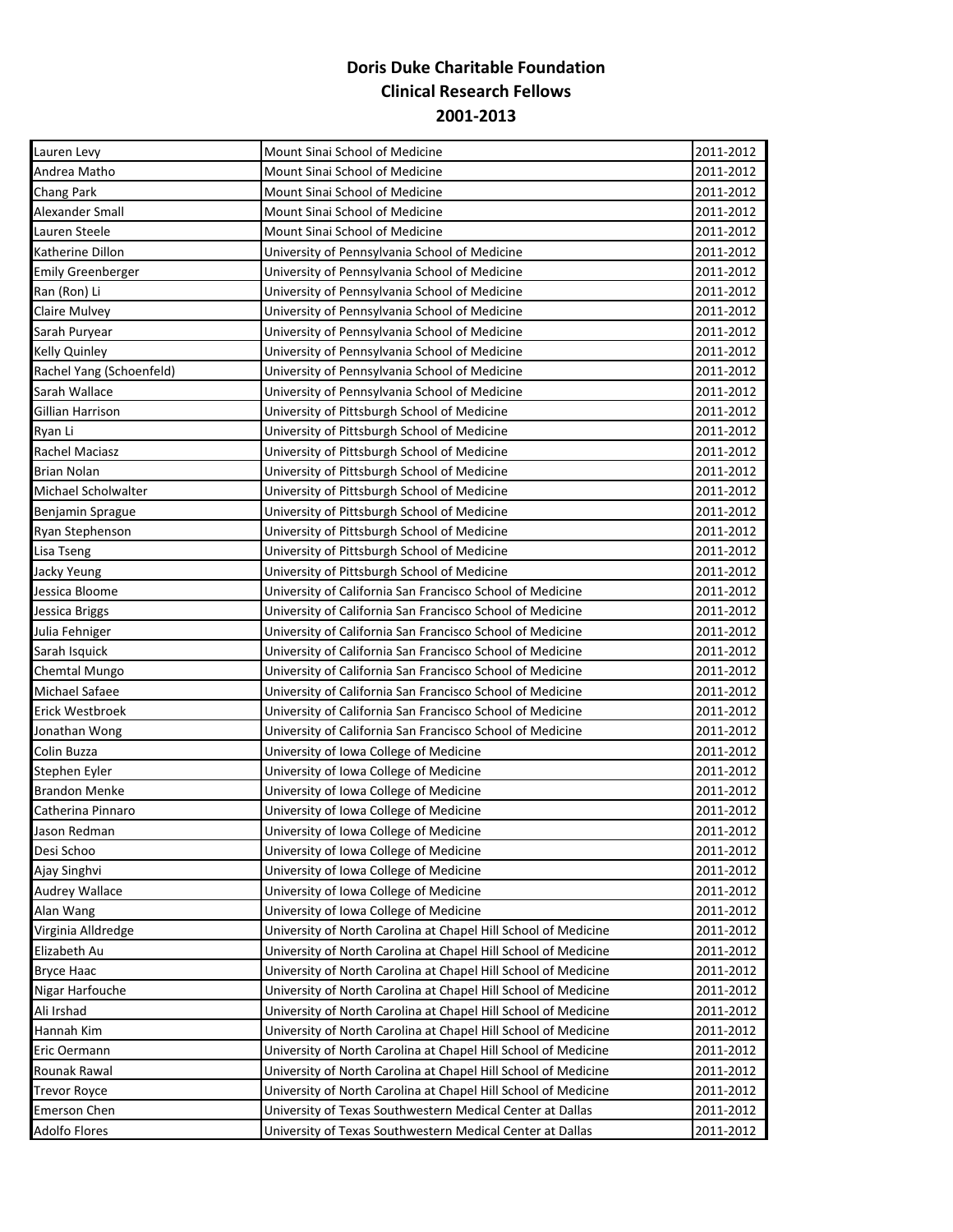# Doris Duke Charitable Foundation
## Clinical Research Fellows
## 2001-2013

| | | |
|---|---|---|
| Lauren Levy | Mount Sinai School of Medicine | 2011-2012 |
| Andrea Matho | Mount Sinai School of Medicine | 2011-2012 |
| Chang Park | Mount Sinai School of Medicine | 2011-2012 |
| Alexander Small | Mount Sinai School of Medicine | 2011-2012 |
| Lauren Steele | Mount Sinai School of Medicine | 2011-2012 |
| Katherine Dillon | University of Pennsylvania School of Medicine | 2011-2012 |
| Emily Greenberger | University of Pennsylvania School of Medicine | 2011-2012 |
| Ran (Ron) Li | University of Pennsylvania School of Medicine | 2011-2012 |
| Claire Mulvey | University of Pennsylvania School of Medicine | 2011-2012 |
| Sarah Puryear | University of Pennsylvania School of Medicine | 2011-2012 |
| Kelly Quinley | University of Pennsylvania School of Medicine | 2011-2012 |
| Rachel Yang (Schoenfeld) | University of Pennsylvania School of Medicine | 2011-2012 |
| Sarah Wallace | University of Pennsylvania School of Medicine | 2011-2012 |
| Gillian Harrison | University of Pittsburgh School of Medicine | 2011-2012 |
| Ryan Li | University of Pittsburgh School of Medicine | 2011-2012 |
| Rachel Maciasz | University of Pittsburgh School of Medicine | 2011-2012 |
| Brian Nolan | University of Pittsburgh School of Medicine | 2011-2012 |
| Michael Scholwalter | University of Pittsburgh School of Medicine | 2011-2012 |
| Benjamin Sprague | University of Pittsburgh School of Medicine | 2011-2012 |
| Ryan Stephenson | University of Pittsburgh School of Medicine | 2011-2012 |
| Lisa Tseng | University of Pittsburgh School of Medicine | 2011-2012 |
| Jacky Yeung | University of Pittsburgh School of Medicine | 2011-2012 |
| Jessica Bloome | University of California San Francisco School of Medicine | 2011-2012 |
| Jessica Briggs | University of California San Francisco School of Medicine | 2011-2012 |
| Julia Fehniger | University of California San Francisco School of Medicine | 2011-2012 |
| Sarah Isquick | University of California San Francisco School of Medicine | 2011-2012 |
| Chemtal Mungo | University of California San Francisco School of Medicine | 2011-2012 |
| Michael Safaee | University of California San Francisco School of Medicine | 2011-2012 |
| Erick Westbroek | University of California San Francisco School of Medicine | 2011-2012 |
| Jonathan Wong | University of California San Francisco School of Medicine | 2011-2012 |
| Colin Buzza | University of Iowa College of Medicine | 2011-2012 |
| Stephen Eyler | University of Iowa College of Medicine | 2011-2012 |
| Brandon Menke | University of Iowa College of Medicine | 2011-2012 |
| Catherina Pinnaro | University of Iowa College of Medicine | 2011-2012 |
| Jason Redman | University of Iowa College of Medicine | 2011-2012 |
| Desi Schoo | University of Iowa College of Medicine | 2011-2012 |
| Ajay Singhvi | University of Iowa College of Medicine | 2011-2012 |
| Audrey Wallace | University of Iowa College of Medicine | 2011-2012 |
| Alan Wang | University of Iowa College of Medicine | 2011-2012 |
| Virginia Alldredge | University of North Carolina at Chapel Hill School of Medicine | 2011-2012 |
| Elizabeth Au | University of North Carolina at Chapel Hill School of Medicine | 2011-2012 |
| Bryce Haac | University of North Carolina at Chapel Hill School of Medicine | 2011-2012 |
| Nigar Harfouche | University of North Carolina at Chapel Hill School of Medicine | 2011-2012 |
| Ali Irshad | University of North Carolina at Chapel Hill School of Medicine | 2011-2012 |
| Hannah Kim | University of North Carolina at Chapel Hill School of Medicine | 2011-2012 |
| Eric Oermann | University of North Carolina at Chapel Hill School of Medicine | 2011-2012 |
| Rounak Rawal | University of North Carolina at Chapel Hill School of Medicine | 2011-2012 |
| Trevor Royce | University of North Carolina at Chapel Hill School of Medicine | 2011-2012 |
| Emerson Chen | University of Texas Southwestern Medical Center at Dallas | 2011-2012 |
| Adolfo Flores | University of Texas Southwestern Medical Center at Dallas | 2011-2012 |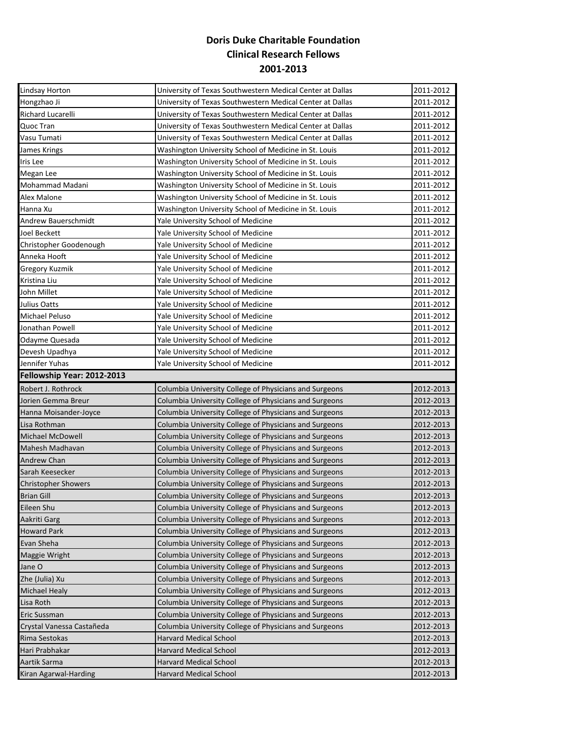# Doris Duke Charitable Foundation
# Clinical Research Fellows
# 2001-2013

| | | |
|---|---|---|
| Lindsay Horton | University of Texas Southwestern Medical Center at Dallas | 2011-2012 |
| Hongzhao Ji | University of Texas Southwestern Medical Center at Dallas | 2011-2012 |
| Richard Lucarelli | University of Texas Southwestern Medical Center at Dallas | 2011-2012 |
| Quoc Tran | University of Texas Southwestern Medical Center at Dallas | 2011-2012 |
| Vasu Tumati | University of Texas Southwestern Medical Center at Dallas | 2011-2012 |
| James Krings | Washington University School of Medicine in St. Louis | 2011-2012 |
| Iris Lee | Washington University School of Medicine in St. Louis | 2011-2012 |
| Megan Lee | Washington University School of Medicine in St. Louis | 2011-2012 |
| Mohammad Madani | Washington University School of Medicine in St. Louis | 2011-2012 |
| Alex Malone | Washington University School of Medicine in St. Louis | 2011-2012 |
| Hanna Xu | Washington University School of Medicine in St. Louis | 2011-2012 |
| Andrew Bauerschmidt | Yale University School of Medicine | 2011-2012 |
| Joel Beckett | Yale University School of Medicine | 2011-2012 |
| Christopher Goodenough | Yale University School of Medicine | 2011-2012 |
| Anneka Hooft | Yale University School of Medicine | 2011-2012 |
| Gregory Kuzmik | Yale University School of Medicine | 2011-2012 |
| Kristina Liu | Yale University School of Medicine | 2011-2012 |
| John Millet | Yale University School of Medicine | 2011-2012 |
| Julius Oatts | Yale University School of Medicine | 2011-2012 |
| Michael Peluso | Yale University School of Medicine | 2011-2012 |
| Jonathan Powell | Yale University School of Medicine | 2011-2012 |
| Odayme Quesada | Yale University School of Medicine | 2011-2012 |
| Devesh Upadhya | Yale University School of Medicine | 2011-2012 |
| Jennifer Yuhas | Yale University School of Medicine | 2011-2012 |
| **Fellowship Year: 2012-2013** | | |
| Robert J. Rothrock | Columbia University College of Physicians and Surgeons | 2012-2013 |
| Jorien Gemma Breur | Columbia University College of Physicians and Surgeons | 2012-2013 |
| Hanna Moisander-Joyce | Columbia University College of Physicians and Surgeons | 2012-2013 |
| Lisa Rothman | Columbia University College of Physicians and Surgeons | 2012-2013 |
| Michael McDowell | Columbia University College of Physicians and Surgeons | 2012-2013 |
| Mahesh Madhavan | Columbia University College of Physicians and Surgeons | 2012-2013 |
| Andrew Chan | Columbia University College of Physicians and Surgeons | 2012-2013 |
| Sarah Keesecker | Columbia University College of Physicians and Surgeons | 2012-2013 |
| Christopher Showers | Columbia University College of Physicians and Surgeons | 2012-2013 |
| Brian Gill | Columbia University College of Physicians and Surgeons | 2012-2013 |
| Eileen Shu | Columbia University College of Physicians and Surgeons | 2012-2013 |
| Aakriti Garg | Columbia University College of Physicians and Surgeons | 2012-2013 |
| Howard Park | Columbia University College of Physicians and Surgeons | 2012-2013 |
| Evan Sheha | Columbia University College of Physicians and Surgeons | 2012-2013 |
| Maggie Wright | Columbia University College of Physicians and Surgeons | 2012-2013 |
| Jane O | Columbia University College of Physicians and Surgeons | 2012-2013 |
| Zhe (Julia) Xu | Columbia University College of Physicians and Surgeons | 2012-2013 |
| Michael Healy | Columbia University College of Physicians and Surgeons | 2012-2013 |
| Lisa Roth | Columbia University College of Physicians and Surgeons | 2012-2013 |
| Eric Sussman | Columbia University College of Physicians and Surgeons | 2012-2013 |
| Crystal Vanessa Castañeda | Columbia University College of Physicians and Surgeons | 2012-2013 |
| Rima Sestokas | Harvard Medical School | 2012-2013 |
| Hari Prabhakar | Harvard Medical School | 2012-2013 |
| Aartik Sarma | Harvard Medical School | 2012-2013 |
| Kiran Agarwal-Harding | Harvard Medical School | 2012-2013 |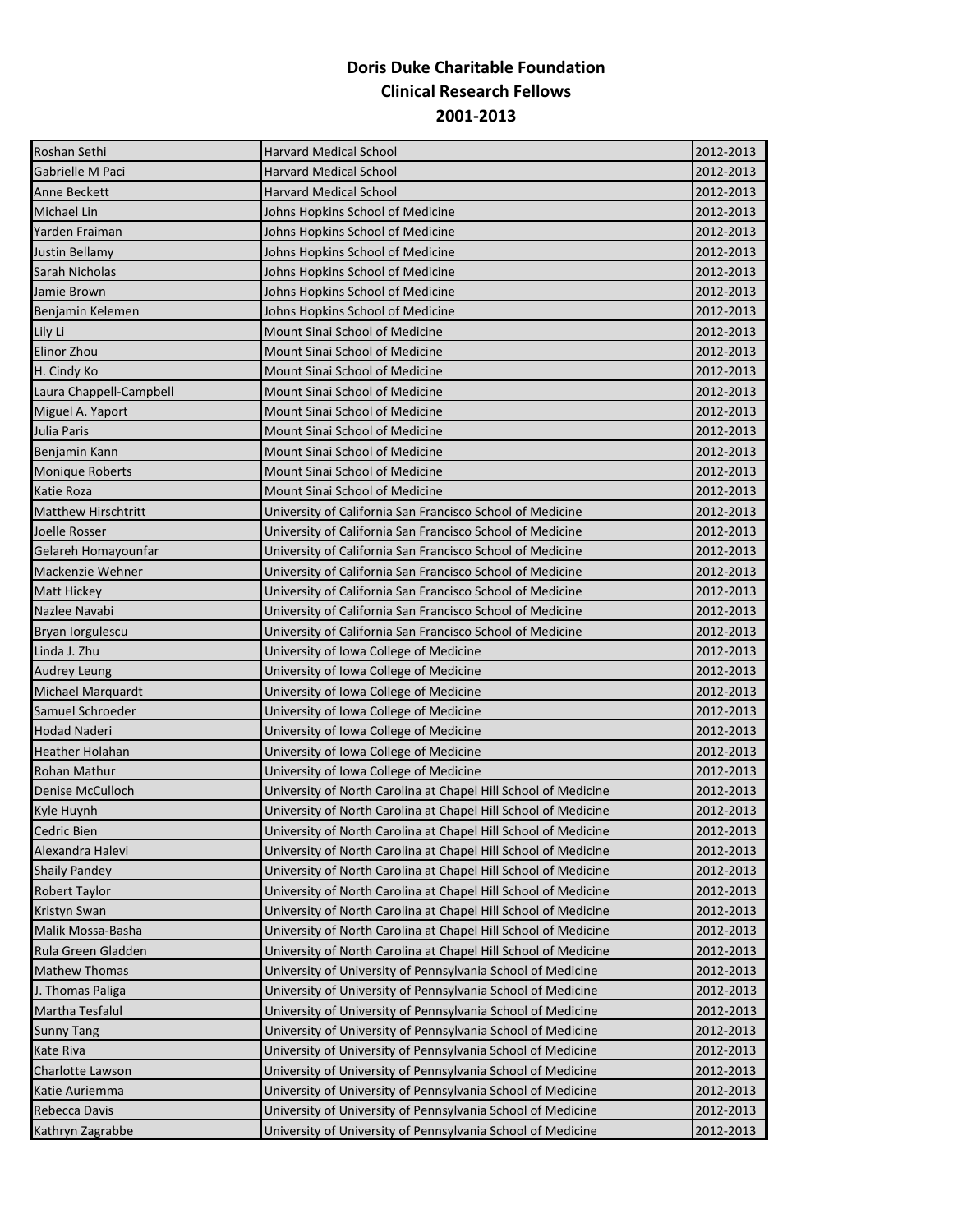# Doris Duke Charitable Foundation
## Clinical Research Fellows
## 2001-2013

| | | |
|---|---|---|
| Roshan Sethi | Harvard Medical School | 2012-2013 |
| Gabrielle M Paci | Harvard Medical School | 2012-2013 |
| Anne Beckett | Harvard Medical School | 2012-2013 |
| Michael Lin | Johns Hopkins School of Medicine | 2012-2013 |
| Yarden Fraiman | Johns Hopkins School of Medicine | 2012-2013 |
| Justin Bellamy | Johns Hopkins School of Medicine | 2012-2013 |
| Sarah Nicholas | Johns Hopkins School of Medicine | 2012-2013 |
| Jamie Brown | Johns Hopkins School of Medicine | 2012-2013 |
| Benjamin Kelemen | Johns Hopkins School of Medicine | 2012-2013 |
| Lily Li | Mount Sinai School of Medicine | 2012-2013 |
| Elinor Zhou | Mount Sinai School of Medicine | 2012-2013 |
| H. Cindy Ko | Mount Sinai School of Medicine | 2012-2013 |
| Laura Chappell-Campbell | Mount Sinai School of Medicine | 2012-2013 |
| Miguel A. Yaport | Mount Sinai School of Medicine | 2012-2013 |
| Julia Paris | Mount Sinai School of Medicine | 2012-2013 |
| Benjamin Kann | Mount Sinai School of Medicine | 2012-2013 |
| Monique Roberts | Mount Sinai School of Medicine | 2012-2013 |
| Katie Roza | Mount Sinai School of Medicine | 2012-2013 |
| Matthew Hirschtritt | University of California San Francisco School of Medicine | 2012-2013 |
| Joelle Rosser | University of California San Francisco School of Medicine | 2012-2013 |
| Gelareh Homayounfar | University of California San Francisco School of Medicine | 2012-2013 |
| Mackenzie Wehner | University of California San Francisco School of Medicine | 2012-2013 |
| Matt Hickey | University of California San Francisco School of Medicine | 2012-2013 |
| Nazlee Navabi | University of California San Francisco School of Medicine | 2012-2013 |
| Bryan Iorgulescu | University of California San Francisco School of Medicine | 2012-2013 |
| Linda J. Zhu | University of Iowa College of Medicine | 2012-2013 |
| Audrey Leung | University of Iowa College of Medicine | 2012-2013 |
| Michael Marquardt | University of Iowa College of Medicine | 2012-2013 |
| Samuel Schroeder | University of Iowa College of Medicine | 2012-2013 |
| Hodad Naderi | University of Iowa College of Medicine | 2012-2013 |
| Heather Holahan | University of Iowa College of Medicine | 2012-2013 |
| Rohan Mathur | University of Iowa College of Medicine | 2012-2013 |
| Denise McCulloch | University of North Carolina at Chapel Hill School of Medicine | 2012-2013 |
| Kyle Huynh | University of North Carolina at Chapel Hill School of Medicine | 2012-2013 |
| Cedric Bien | University of North Carolina at Chapel Hill School of Medicine | 2012-2013 |
| Alexandra Halevi | University of North Carolina at Chapel Hill School of Medicine | 2012-2013 |
| Shaily Pandey | University of North Carolina at Chapel Hill School of Medicine | 2012-2013 |
| Robert Taylor | University of North Carolina at Chapel Hill School of Medicine | 2012-2013 |
| Kristyn Swan | University of North Carolina at Chapel Hill School of Medicine | 2012-2013 |
| Malik Mossa-Basha | University of North Carolina at Chapel Hill School of Medicine | 2012-2013 |
| Rula Green Gladden | University of North Carolina at Chapel Hill School of Medicine | 2012-2013 |
| Mathew Thomas | University of University of Pennsylvania School of Medicine | 2012-2013 |
| J. Thomas Paliga | University of University of Pennsylvania School of Medicine | 2012-2013 |
| Martha Tesfalul | University of University of Pennsylvania School of Medicine | 2012-2013 |
| Sunny Tang | University of University of Pennsylvania School of Medicine | 2012-2013 |
| Kate Riva | University of University of Pennsylvania School of Medicine | 2012-2013 |
| Charlotte Lawson | University of University of Pennsylvania School of Medicine | 2012-2013 |
| Katie Auriemma | University of University of Pennsylvania School of Medicine | 2012-2013 |
| Rebecca Davis | University of University of Pennsylvania School of Medicine | 2012-2013 |
| Kathryn Zagrabbe | University of University of Pennsylvania School of Medicine | 2012-2013 |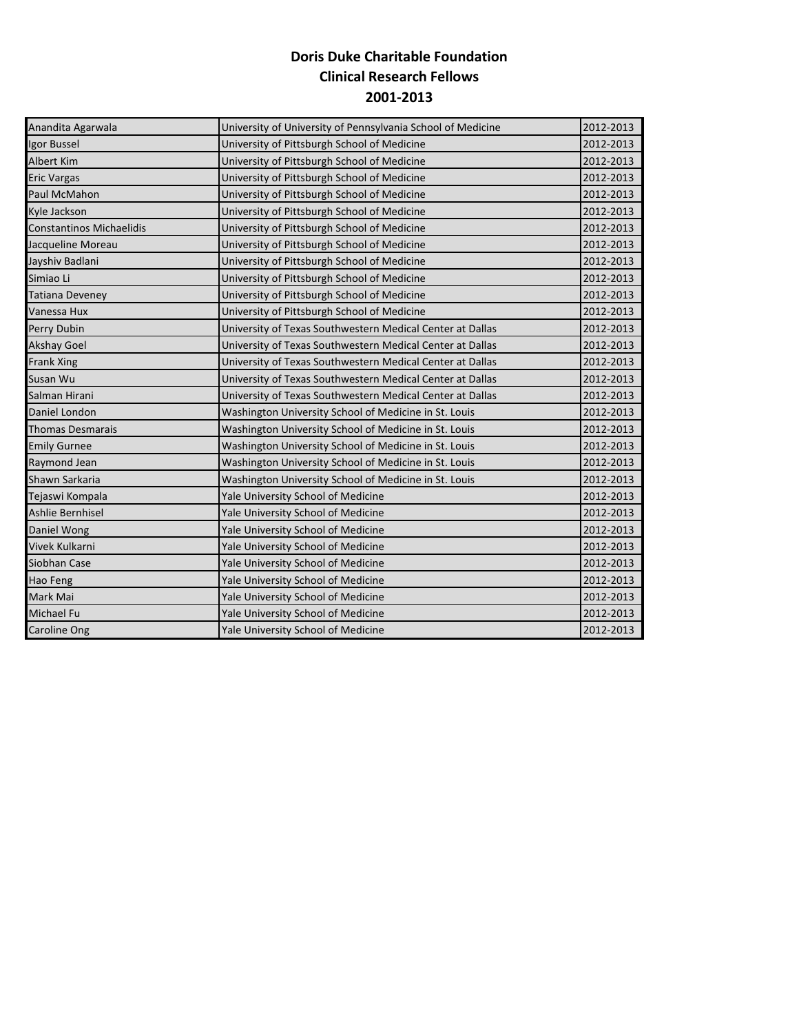**Doris Duke Charitable Foundation**
**Clinical Research Fellows**
**2001-2013**

| | | |
|---|---|---|
| Anandita Agarwala | University of University of Pennsylvania School of Medicine | 2012-2013 |
| Igor Bussel | University of Pittsburgh School of Medicine | 2012-2013 |
| Albert Kim | University of Pittsburgh School of Medicine | 2012-2013 |
| Eric Vargas | University of Pittsburgh School of Medicine | 2012-2013 |
| Paul McMahon | University of Pittsburgh School of Medicine | 2012-2013 |
| Kyle Jackson | University of Pittsburgh School of Medicine | 2012-2013 |
| Constantinos Michaelidis | University of Pittsburgh School of Medicine | 2012-2013 |
| Jacqueline Moreau | University of Pittsburgh School of Medicine | 2012-2013 |
| Jayshiv Badlani | University of Pittsburgh School of Medicine | 2012-2013 |
| Simiao Li | University of Pittsburgh School of Medicine | 2012-2013 |
| Tatiana Deveney | University of Pittsburgh School of Medicine | 2012-2013 |
| Vanessa Hux | University of Pittsburgh School of Medicine | 2012-2013 |
| Perry Dubin | University of Texas Southwestern Medical Center at Dallas | 2012-2013 |
| Akshay Goel | University of Texas Southwestern Medical Center at Dallas | 2012-2013 |
| Frank Xing | University of Texas Southwestern Medical Center at Dallas | 2012-2013 |
| Susan Wu | University of Texas Southwestern Medical Center at Dallas | 2012-2013 |
| Salman Hirani | University of Texas Southwestern Medical Center at Dallas | 2012-2013 |
| Daniel London | Washington University School of Medicine in St. Louis | 2012-2013 |
| Thomas Desmarais | Washington University School of Medicine in St. Louis | 2012-2013 |
| Emily Gurnee | Washington University School of Medicine in St. Louis | 2012-2013 |
| Raymond Jean | Washington University School of Medicine in St. Louis | 2012-2013 |
| Shawn Sarkaria | Washington University School of Medicine in St. Louis | 2012-2013 |
| Tejaswi Kompala | Yale University School of Medicine | 2012-2013 |
| Ashlie Bernhisel | Yale University School of Medicine | 2012-2013 |
| Daniel Wong | Yale University School of Medicine | 2012-2013 |
| Vivek Kulkarni | Yale University School of Medicine | 2012-2013 |
| Siobhan Case | Yale University School of Medicine | 2012-2013 |
| Hao Feng | Yale University School of Medicine | 2012-2013 |
| Mark Mai | Yale University School of Medicine | 2012-2013 |
| Michael Fu | Yale University School of Medicine | 2012-2013 |
| Caroline Ong | Yale University School of Medicine | 2012-2013 |